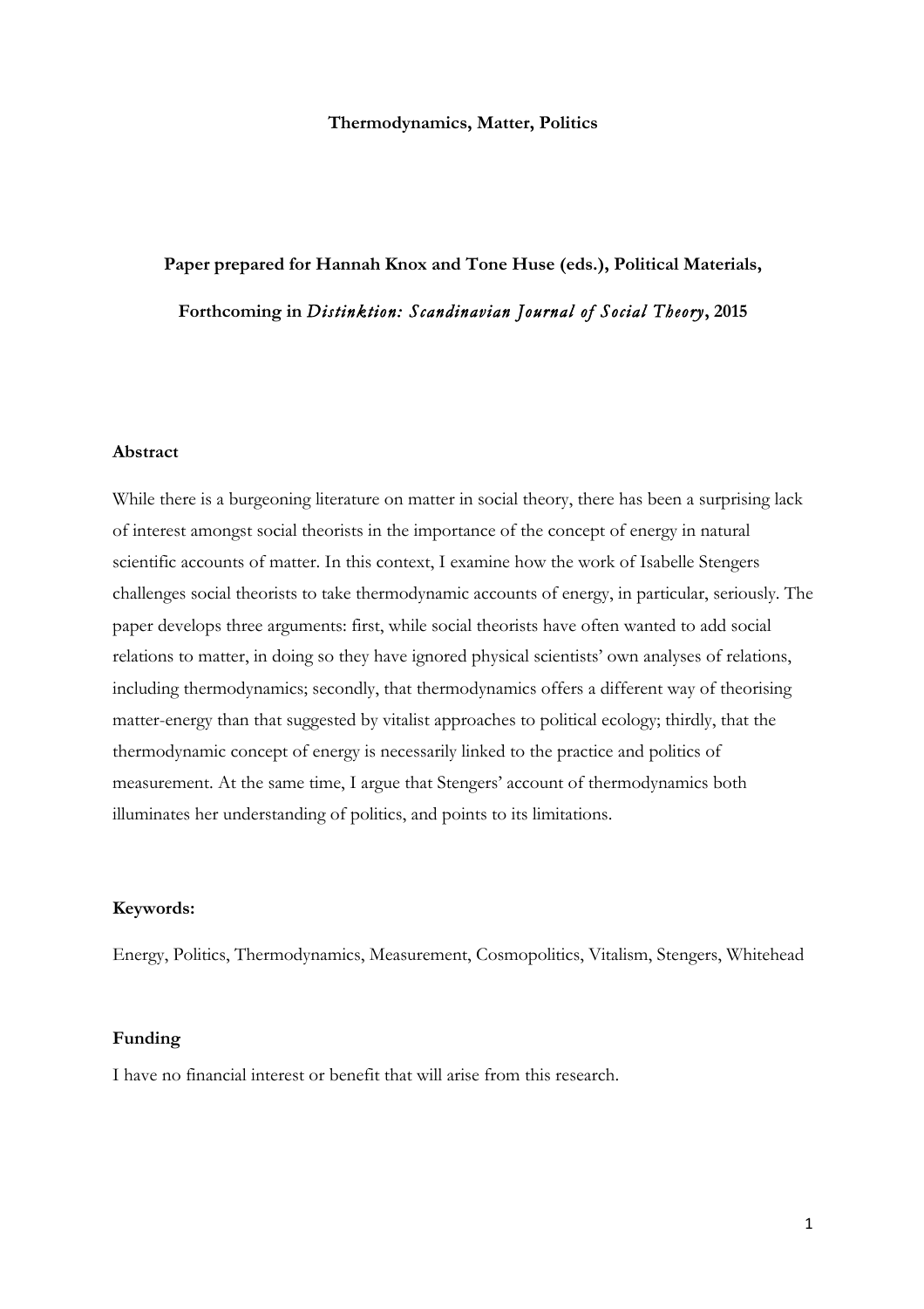# Thermodynamics, Matter, Politics

**Paper prepared for Hannah Knox and Tone Huse (eds.), Political Materials,**

**Forthcoming in *Distinktion: Scandinavian Journal of Social Theory*, 2015**

### Abstract

While there is a burgeoning literature on matter in social theory, there has been a surprising lack of interest amongst social theorists in the importance of the concept of energy in natural scientific accounts of matter. In this context, I examine how the work of Isabelle Stengers challenges social theorists to take thermodynamic accounts of energy, in particular, seriously. The paper develops three arguments: first, while social theorists have often wanted to add social relations to matter, in doing so they have ignored physical scientists' own analyses of relations, including thermodynamics; secondly, that thermodynamics offers a different way of theorising matter-energy than that suggested by vitalist approaches to political ecology; thirdly, that the thermodynamic concept of energy is necessarily linked to the practice and politics of measurement. At the same time, I argue that Stengers' account of thermodynamics both illuminates her understanding of politics, and points to its limitations.

### Keywords:

Energy, Politics, Thermodynamics, Measurement, Cosmopolitics, Vitalism, Stengers, Whitehead

### Funding

I have no financial interest or benefit that will arise from this research.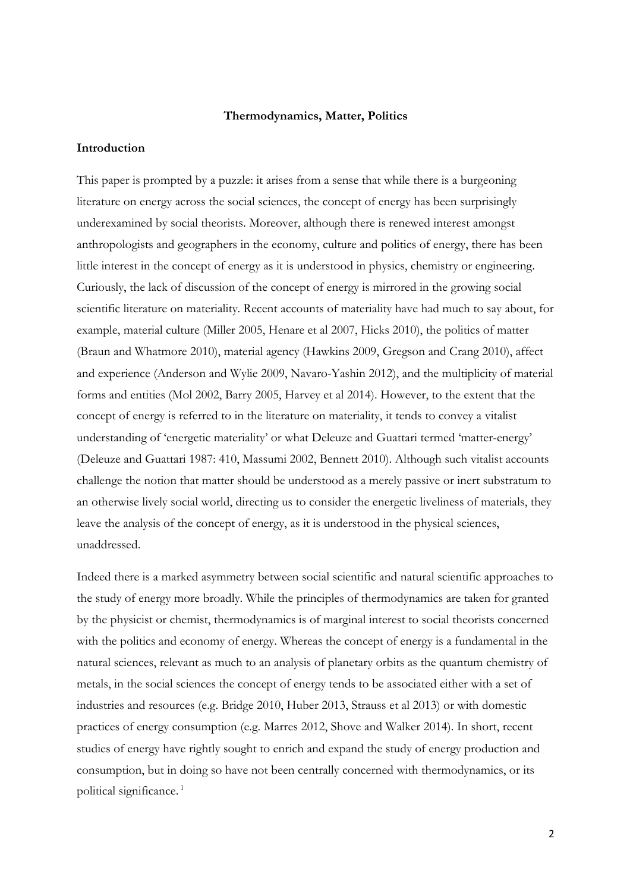**Thermodynamics, Matter, Politics**

## Introduction

This paper is prompted by a puzzle: it arises from a sense that while there is a burgeoning literature on energy across the social sciences, the concept of energy has been surprisingly underexamined by social theorists. Moreover, although there is renewed interest amongst anthropologists and geographers in the economy, culture and politics of energy, there has been little interest in the concept of energy as it is understood in physics, chemistry or engineering. Curiously, the lack of discussion of the concept of energy is mirrored in the growing social scientific literature on materiality. Recent accounts of materiality have had much to say about, for example, material culture (Miller 2005, Henare et al 2007, Hicks 2010), the politics of matter (Braun and Whatmore 2010), material agency (Hawkins 2009, Gregson and Crang 2010), affect and experience (Anderson and Wylie 2009, Navaro-Yashin 2012), and the multiplicity of material forms and entities (Mol 2002, Barry 2005, Harvey et al 2014). However, to the extent that the concept of energy is referred to in the literature on materiality, it tends to convey a vitalist understanding of 'energetic materiality' or what Deleuze and Guattari termed 'matter-energy' (Deleuze and Guattari 1987: 410, Massumi 2002, Bennett 2010). Although such vitalist accounts challenge the notion that matter should be understood as a merely passive or inert substratum to an otherwise lively social world, directing us to consider the energetic liveliness of materials, they leave the analysis of the concept of energy, as it is understood in the physical sciences, unaddressed.

Indeed there is a marked asymmetry between social scientific and natural scientific approaches to the study of energy more broadly. While the principles of thermodynamics are taken for granted by the physicist or chemist, thermodynamics is of marginal interest to social theorists concerned with the politics and economy of energy. Whereas the concept of energy is a fundamental in the natural sciences, relevant as much to an analysis of planetary orbits as the quantum chemistry of metals, in the social sciences the concept of energy tends to be associated either with a set of industries and resources (e.g. Bridge 2010, Huber 2013, Strauss et al 2013) or with domestic practices of energy consumption (e.g. Marres 2012, Shove and Walker 2014). In short, recent studies of energy have rightly sought to enrich and expand the study of energy production and consumption, but in doing so have not been centrally concerned with thermodynamics, or its political significance. [1]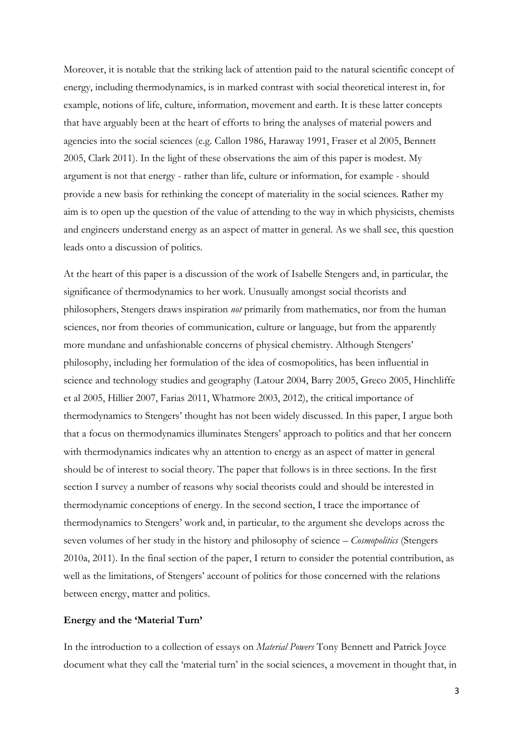Moreover, it is notable that the striking lack of attention paid to the natural scientific concept of energy, including thermodynamics, is in marked contrast with social theoretical interest in, for example, notions of life, culture, information, movement and earth. It is these latter concepts that have arguably been at the heart of efforts to bring the analyses of material powers and agencies into the social sciences (e.g. Callon 1986, Haraway 1991, Fraser et al 2005, Bennett 2005, Clark 2011). In the light of these observations the aim of this paper is modest. My argument is not that energy - rather than life, culture or information, for example - should provide a new basis for rethinking the concept of materiality in the social sciences. Rather my aim is to open up the question of the value of attending to the way in which physicists, chemists and engineers understand energy as an aspect of matter in general. As we shall see, this question leads onto a discussion of politics.

At the heart of this paper is a discussion of the work of Isabelle Stengers and, in particular, the significance of thermodynamics to her work. Unusually amongst social theorists and philosophers, Stengers draws inspiration *not* primarily from mathematics, nor from the human sciences, nor from theories of communication, culture or language, but from the apparently more mundane and unfashionable concerns of physical chemistry. Although Stengers' philosophy, including her formulation of the idea of cosmopolitics, has been influential in science and technology studies and geography (Latour 2004, Barry 2005, Greco 2005, Hinchliffe et al 2005, Hillier 2007, Farias 2011, Whatmore 2003, 2012), the critical importance of thermodynamics to Stengers' thought has not been widely discussed. In this paper, I argue both that a focus on thermodynamics illuminates Stengers' approach to politics and that her concern with thermodynamics indicates why an attention to energy as an aspect of matter in general should be of interest to social theory. The paper that follows is in three sections. In the first section I survey a number of reasons why social theorists could and should be interested in thermodynamic conceptions of energy. In the second section, I trace the importance of thermodynamics to Stengers' work and, in particular, to the argument she develops across the seven volumes of her study in the history and philosophy of science – *Cosmopolitics* (Stengers 2010a, 2011). In the final section of the paper, I return to consider the potential contribution, as well as the limitations, of Stengers' account of politics for those concerned with the relations between energy, matter and politics.

**Energy and the 'Material Turn'**

In the introduction to a collection of essays on *Material Powers* Tony Bennett and Patrick Joyce document what they call the 'material turn' in the social sciences, a movement in thought that, in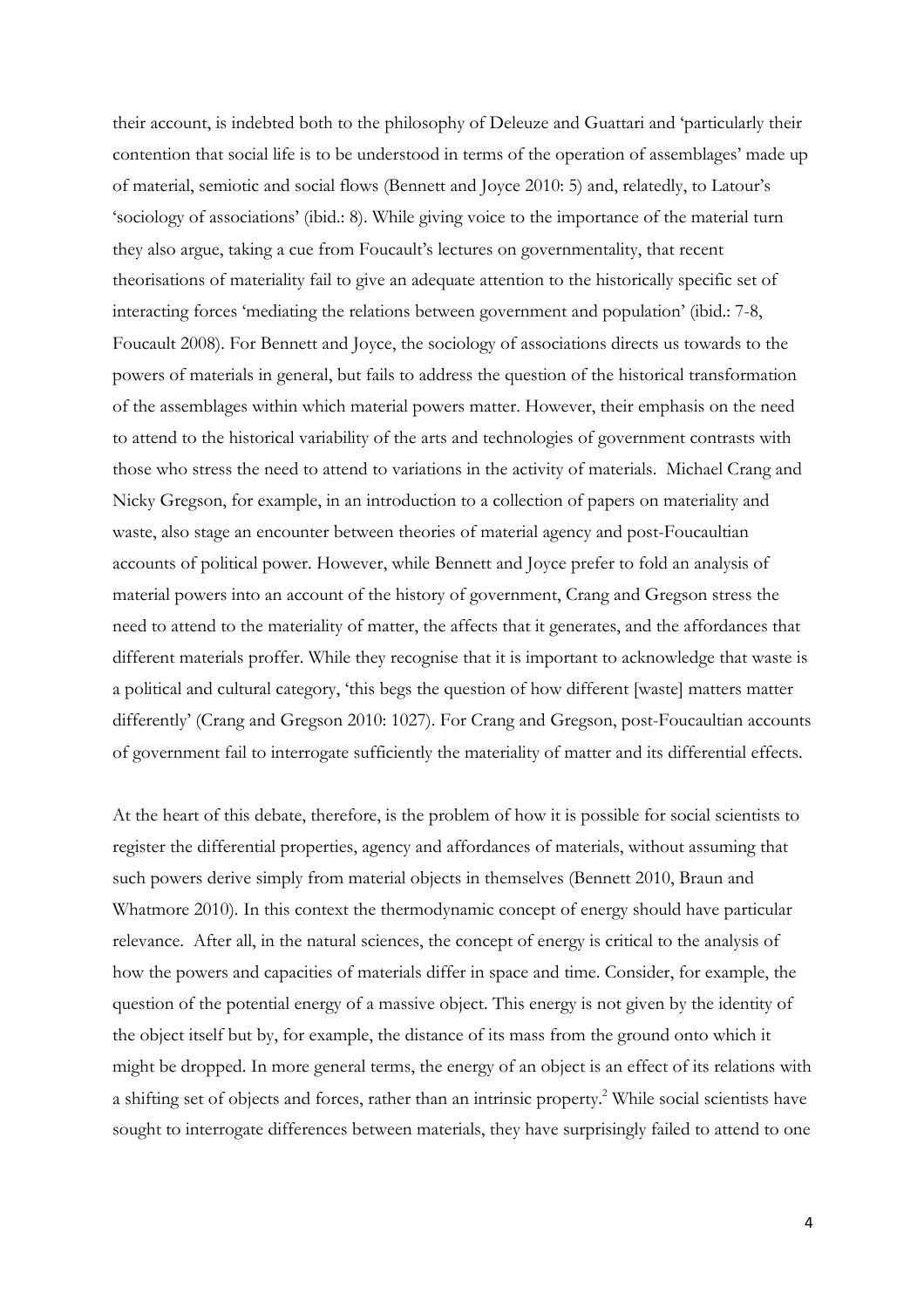their account, is indebted both to the philosophy of Deleuze and Guattari and 'particularly their contention that social life is to be understood in terms of the operation of assemblages' made up of material, semiotic and social flows (Bennett and Joyce 2010: 5) and, relatedly, to Latour's 'sociology of associations' (ibid.: 8). While giving voice to the importance of the material turn they also argue, taking a cue from Foucault's lectures on governmentality, that recent theorisations of materiality fail to give an adequate attention to the historically specific set of interacting forces 'mediating the relations between government and population' (ibid.: 7-8, Foucault 2008). For Bennett and Joyce, the sociology of associations directs us towards to the powers of materials in general, but fails to address the question of the historical transformation of the assemblages within which material powers matter. However, their emphasis on the need to attend to the historical variability of the arts and technologies of government contrasts with those who stress the need to attend to variations in the activity of materials. Michael Crang and Nicky Gregson, for example, in an introduction to a collection of papers on materiality and waste, also stage an encounter between theories of material agency and post-Foucaultian accounts of political power. However, while Bennett and Joyce prefer to fold an analysis of material powers into an account of the history of government, Crang and Gregson stress the need to attend to the materiality of matter, the affects that it generates, and the affordances that different materials proffer. While they recognise that it is important to acknowledge that waste is a political and cultural category, 'this begs the question of how different [waste] matters matter differently' (Crang and Gregson 2010: 1027). For Crang and Gregson, post-Foucaultian accounts of government fail to interrogate sufficiently the materiality of matter and its differential effects.

At the heart of this debate, therefore, is the problem of how it is possible for social scientists to register the differential properties, agency and affordances of materials, without assuming that such powers derive simply from material objects in themselves (Bennett 2010, Braun and Whatmore 2010). In this context the thermodynamic concept of energy should have particular relevance. After all, in the natural sciences, the concept of energy is critical to the analysis of how the powers and capacities of materials differ in space and time. Consider, for example, the question of the potential energy of a massive object. This energy is not given by the identity of the object itself but by, for example, the distance of its mass from the ground onto which it might be dropped. In more general terms, the energy of an object is an effect of its relations with a shifting set of objects and forces, rather than an intrinsic property.[2] While social scientists have sought to interrogate differences between materials, they have surprisingly failed to attend to one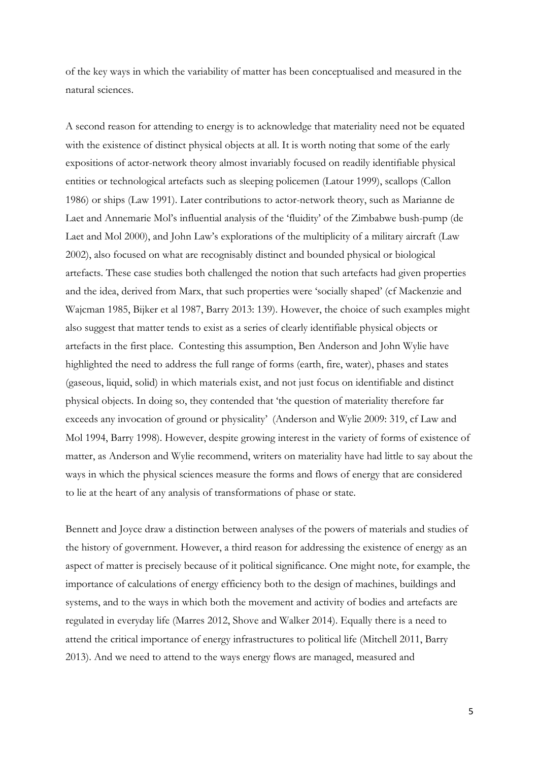of the key ways in which the variability of matter has been conceptualised and measured in the natural sciences.

A second reason for attending to energy is to acknowledge that materiality need not be equated with the existence of distinct physical objects at all. It is worth noting that some of the early expositions of actor-network theory almost invariably focused on readily identifiable physical entities or technological artefacts such as sleeping policemen (Latour 1999), scallops (Callon 1986) or ships (Law 1991). Later contributions to actor-network theory, such as Marianne de Laet and Annemarie Mol's influential analysis of the 'fluidity' of the Zimbabwe bush-pump (de Laet and Mol 2000), and John Law's explorations of the multiplicity of a military aircraft (Law 2002), also focused on what are recognisably distinct and bounded physical or biological artefacts. These case studies both challenged the notion that such artefacts had given properties and the idea, derived from Marx, that such properties were 'socially shaped' (cf Mackenzie and Wajcman 1985, Bijker et al 1987, Barry 2013: 139). However, the choice of such examples might also suggest that matter tends to exist as a series of clearly identifiable physical objects or artefacts in the first place. Contesting this assumption, Ben Anderson and John Wylie have highlighted the need to address the full range of forms (earth, fire, water), phases and states (gaseous, liquid, solid) in which materials exist, and not just focus on identifiable and distinct physical objects. In doing so, they contended that 'the question of materiality therefore far exceeds any invocation of ground or physicality' (Anderson and Wylie 2009: 319, cf Law and Mol 1994, Barry 1998). However, despite growing interest in the variety of forms of existence of matter, as Anderson and Wylie recommend, writers on materiality have had little to say about the ways in which the physical sciences measure the forms and flows of energy that are considered to lie at the heart of any analysis of transformations of phase or state.

Bennett and Joyce draw a distinction between analyses of the powers of materials and studies of the history of government. However, a third reason for addressing the existence of energy as an aspect of matter is precisely because of it political significance. One might note, for example, the importance of calculations of energy efficiency both to the design of machines, buildings and systems, and to the ways in which both the movement and activity of bodies and artefacts are regulated in everyday life (Marres 2012, Shove and Walker 2014). Equally there is a need to attend the critical importance of energy infrastructures to political life (Mitchell 2011, Barry 2013). And we need to attend to the ways energy flows are managed, measured and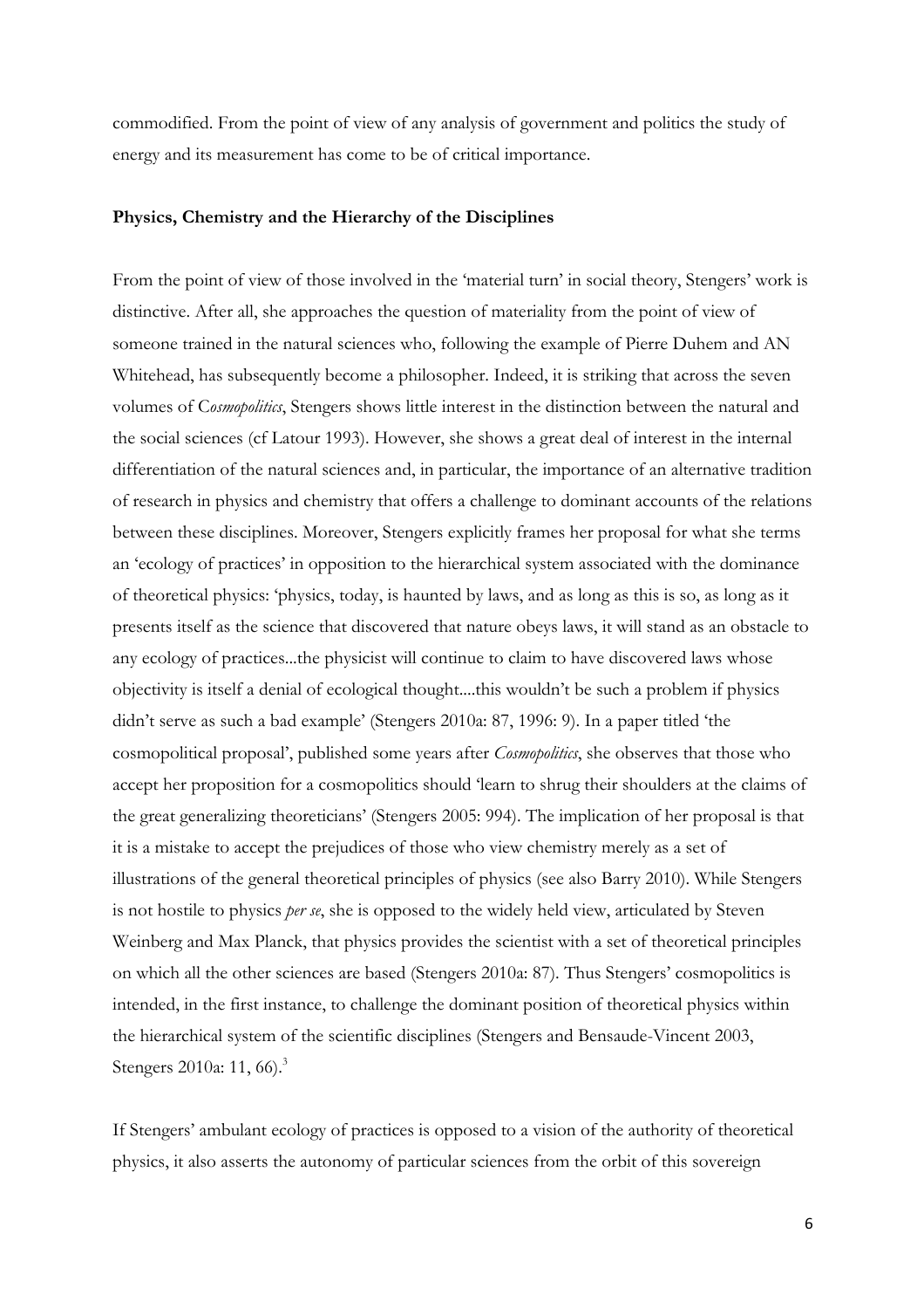commodified. From the point of view of any analysis of government and politics the study of energy and its measurement has come to be of critical importance.

**Physics, Chemistry and the Hierarchy of the Disciplines**

From the point of view of those involved in the 'material turn' in social theory, Stengers' work is distinctive. After all, she approaches the question of materiality from the point of view of someone trained in the natural sciences who, following the example of Pierre Duhem and AN Whitehead, has subsequently become a philosopher. Indeed, it is striking that across the seven volumes of C*osmopolitics*, Stengers shows little interest in the distinction between the natural and the social sciences (cf Latour 1993). However, she shows a great deal of interest in the internal differentiation of the natural sciences and, in particular, the importance of an alternative tradition of research in physics and chemistry that offers a challenge to dominant accounts of the relations between these disciplines. Moreover, Stengers explicitly frames her proposal for what she terms an 'ecology of practices' in opposition to the hierarchical system associated with the dominance of theoretical physics: 'physics, today, is haunted by laws, and as long as this is so, as long as it presents itself as the science that discovered that nature obeys laws, it will stand as an obstacle to any ecology of practices...the physicist will continue to claim to have discovered laws whose objectivity is itself a denial of ecological thought....this wouldn't be such a problem if physics didn't serve as such a bad example' (Stengers 2010a: 87, 1996: 9). In a paper titled 'the cosmopolitical proposal', published some years after *Cosmopolitics*, she observes that those who accept her proposition for a cosmopolitics should 'learn to shrug their shoulders at the claims of the great generalizing theoreticians' (Stengers 2005: 994). The implication of her proposal is that it is a mistake to accept the prejudices of those who view chemistry merely as a set of illustrations of the general theoretical principles of physics (see also Barry 2010). While Stengers is not hostile to physics *per se*, she is opposed to the widely held view, articulated by Steven Weinberg and Max Planck, that physics provides the scientist with a set of theoretical principles on which all the other sciences are based (Stengers 2010a: 87). Thus Stengers' cosmopolitics is intended, in the first instance, to challenge the dominant position of theoretical physics within the hierarchical system of the scientific disciplines (Stengers and Bensaude-Vincent 2003, Stengers 2010a: 11, 66).[3]

If Stengers' ambulant ecology of practices is opposed to a vision of the authority of theoretical physics, it also asserts the autonomy of particular sciences from the orbit of this sovereign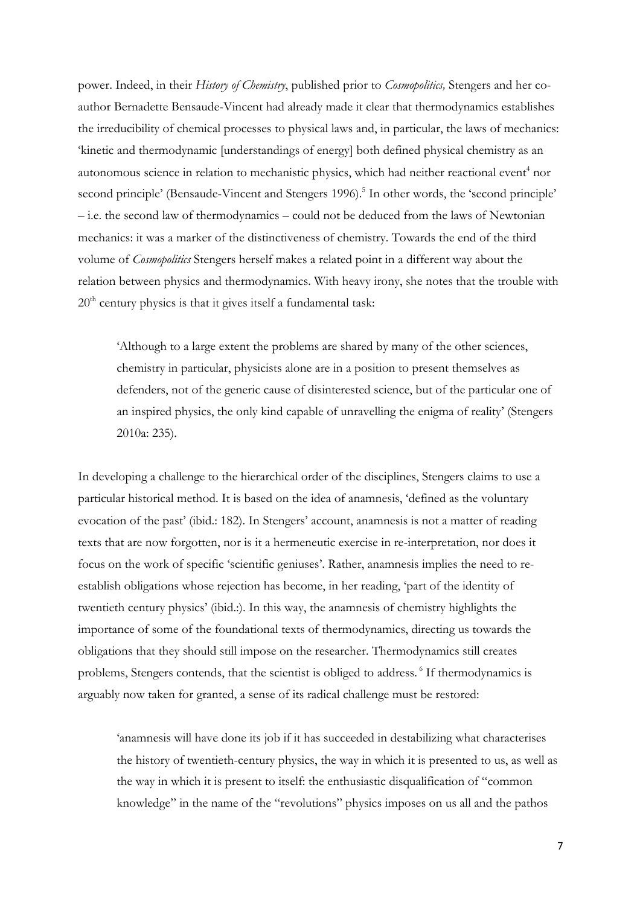power. Indeed, in their *History of Chemistry*, published prior to *Cosmopolitics,* Stengers and her co-author Bernadette Bensaude-Vincent had already made it clear that thermodynamics establishes the irreducibility of chemical processes to physical laws and, in particular, the laws of mechanics: 'kinetic and thermodynamic [understandings of energy] both defined physical chemistry as an autonomous science in relation to mechanistic physics, which had neither reactional event[4] nor second principle' (Bensaude-Vincent and Stengers 1996).[5] In other words, the 'second principle' – i.e. the second law of thermodynamics – could not be deduced from the laws of Newtonian mechanics: it was a marker of the distinctiveness of chemistry. Towards the end of the third volume of *Cosmopolitics* Stengers herself makes a related point in a different way about the relation between physics and thermodynamics. With heavy irony, she notes that the trouble with 20th century physics is that it gives itself a fundamental task:

> 'Although to a large extent the problems are shared by many of the other sciences, chemistry in particular, physicists alone are in a position to present themselves as defenders, not of the generic cause of disinterested science, but of the particular one of an inspired physics, the only kind capable of unravelling the enigma of reality' (Stengers 2010a: 235).

In developing a challenge to the hierarchical order of the disciplines, Stengers claims to use a particular historical method. It is based on the idea of anamnesis, 'defined as the voluntary evocation of the past' (ibid.: 182). In Stengers' account, anamnesis is not a matter of reading texts that are now forgotten, nor is it a hermeneutic exercise in re-interpretation, nor does it focus on the work of specific 'scientific geniuses'. Rather, anamnesis implies the need to re-establish obligations whose rejection has become, in her reading, 'part of the identity of twentieth century physics' (ibid.:). In this way, the anamnesis of chemistry highlights the importance of some of the foundational texts of thermodynamics, directing us towards the obligations that they should still impose on the researcher. Thermodynamics still creates problems, Stengers contends, that the scientist is obliged to address.[6] If thermodynamics is arguably now taken for granted, a sense of its radical challenge must be restored:

> 'anamnesis will have done its job if it has succeeded in destabilizing what characterises the history of twentieth-century physics, the way in which it is presented to us, as well as the way in which it is present to itself: the enthusiastic disqualification of "common knowledge" in the name of the "revolutions" physics imposes on us all and the pathos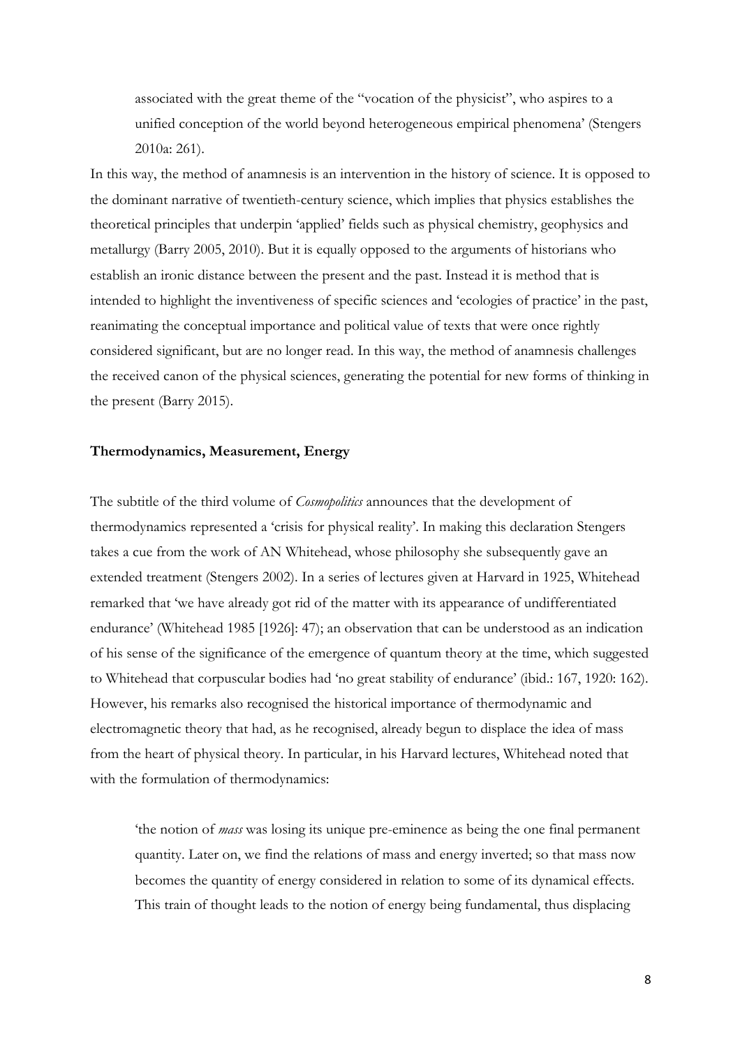associated with the great theme of the "vocation of the physicist", who aspires to a unified conception of the world beyond heterogeneous empirical phenomena' (Stengers 2010a: 261).

In this way, the method of anamnesis is an intervention in the history of science. It is opposed to the dominant narrative of twentieth-century science, which implies that physics establishes the theoretical principles that underpin 'applied' fields such as physical chemistry, geophysics and metallurgy (Barry 2005, 2010). But it is equally opposed to the arguments of historians who establish an ironic distance between the present and the past. Instead it is method that is intended to highlight the inventiveness of specific sciences and 'ecologies of practice' in the past, reanimating the conceptual importance and political value of texts that were once rightly considered significant, but are no longer read. In this way, the method of anamnesis challenges the received canon of the physical sciences, generating the potential for new forms of thinking in the present (Barry 2015).

**Thermodynamics, Measurement, Energy**

The subtitle of the third volume of *Cosmopolitics* announces that the development of thermodynamics represented a 'crisis for physical reality'. In making this declaration Stengers takes a cue from the work of AN Whitehead, whose philosophy she subsequently gave an extended treatment (Stengers 2002). In a series of lectures given at Harvard in 1925, Whitehead remarked that 'we have already got rid of the matter with its appearance of undifferentiated endurance' (Whitehead 1985 [1926]: 47); an observation that can be understood as an indication of his sense of the significance of the emergence of quantum theory at the time, which suggested to Whitehead that corpuscular bodies had 'no great stability of endurance' (ibid.: 167, 1920: 162). However, his remarks also recognised the historical importance of thermodynamic and electromagnetic theory that had, as he recognised, already begun to displace the idea of mass from the heart of physical theory. In particular, in his Harvard lectures, Whitehead noted that with the formulation of thermodynamics:

> 'the notion of *mass* was losing its unique pre-eminence as being the one final permanent quantity. Later on, we find the relations of mass and energy inverted; so that mass now becomes the quantity of energy considered in relation to some of its dynamical effects. This train of thought leads to the notion of energy being fundamental, thus displacing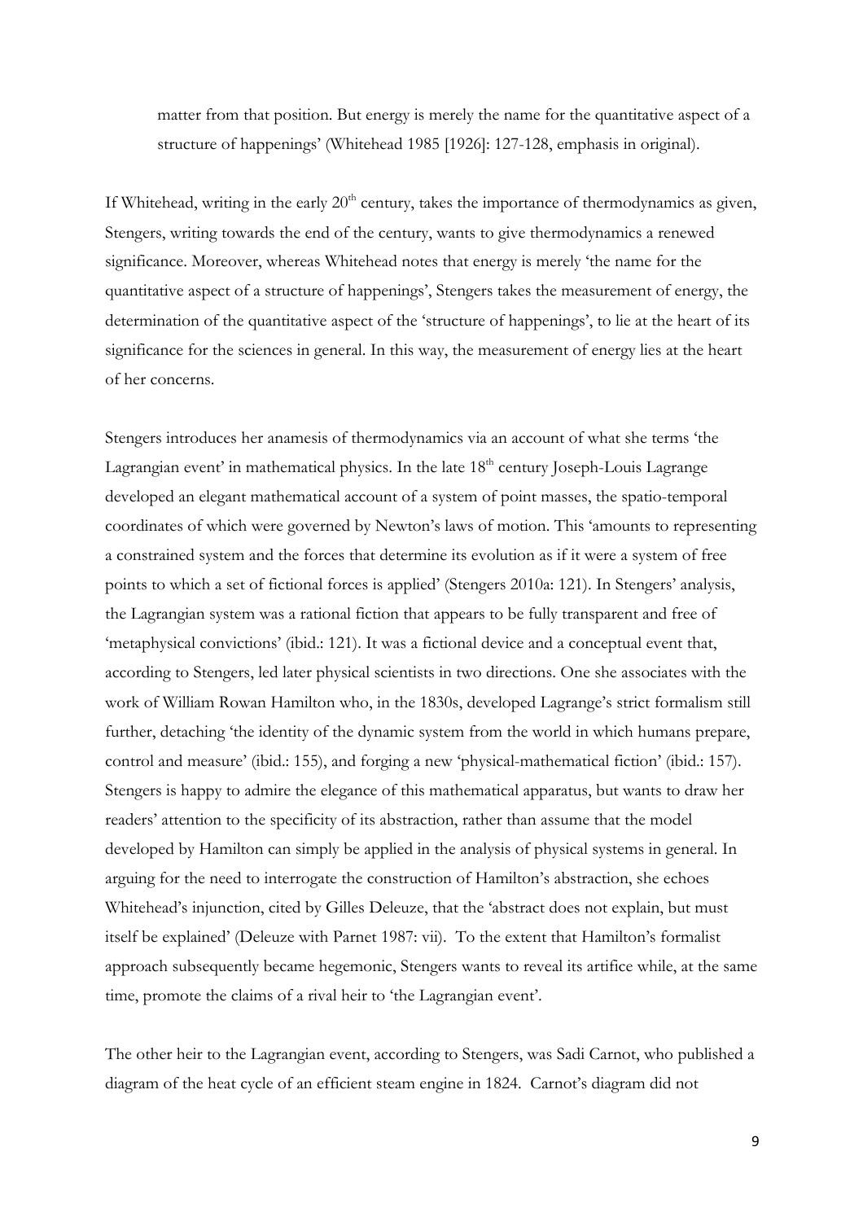matter from that position. But energy is merely the name for the quantitative aspect of a structure of happenings' (Whitehead 1985 [1926]: 127-128, emphasis in original).

If Whitehead, writing in the early 20th century, takes the importance of thermodynamics as given, Stengers, writing towards the end of the century, wants to give thermodynamics a renewed significance. Moreover, whereas Whitehead notes that energy is merely 'the name for the quantitative aspect of a structure of happenings', Stengers takes the measurement of energy, the determination of the quantitative aspect of the 'structure of happenings', to lie at the heart of its significance for the sciences in general. In this way, the measurement of energy lies at the heart of her concerns.

Stengers introduces her anamesis of thermodynamics via an account of what she terms 'the Lagrangian event' in mathematical physics. In the late 18th century Joseph-Louis Lagrange developed an elegant mathematical account of a system of point masses, the spatio-temporal coordinates of which were governed by Newton's laws of motion. This 'amounts to representing a constrained system and the forces that determine its evolution as if it were a system of free points to which a set of fictional forces is applied' (Stengers 2010a: 121). In Stengers' analysis, the Lagrangian system was a rational fiction that appears to be fully transparent and free of 'metaphysical convictions' (ibid.: 121). It was a fictional device and a conceptual event that, according to Stengers, led later physical scientists in two directions. One she associates with the work of William Rowan Hamilton who, in the 1830s, developed Lagrange's strict formalism still further, detaching 'the identity of the dynamic system from the world in which humans prepare, control and measure' (ibid.: 155), and forging a new 'physical-mathematical fiction' (ibid.: 157). Stengers is happy to admire the elegance of this mathematical apparatus, but wants to draw her readers' attention to the specificity of its abstraction, rather than assume that the model developed by Hamilton can simply be applied in the analysis of physical systems in general. In arguing for the need to interrogate the construction of Hamilton's abstraction, she echoes Whitehead's injunction, cited by Gilles Deleuze, that the 'abstract does not explain, but must itself be explained' (Deleuze with Parnet 1987: vii). To the extent that Hamilton's formalist approach subsequently became hegemonic, Stengers wants to reveal its artifice while, at the same time, promote the claims of a rival heir to 'the Lagrangian event'.

The other heir to the Lagrangian event, according to Stengers, was Sadi Carnot, who published a diagram of the heat cycle of an efficient steam engine in 1824. Carnot's diagram did not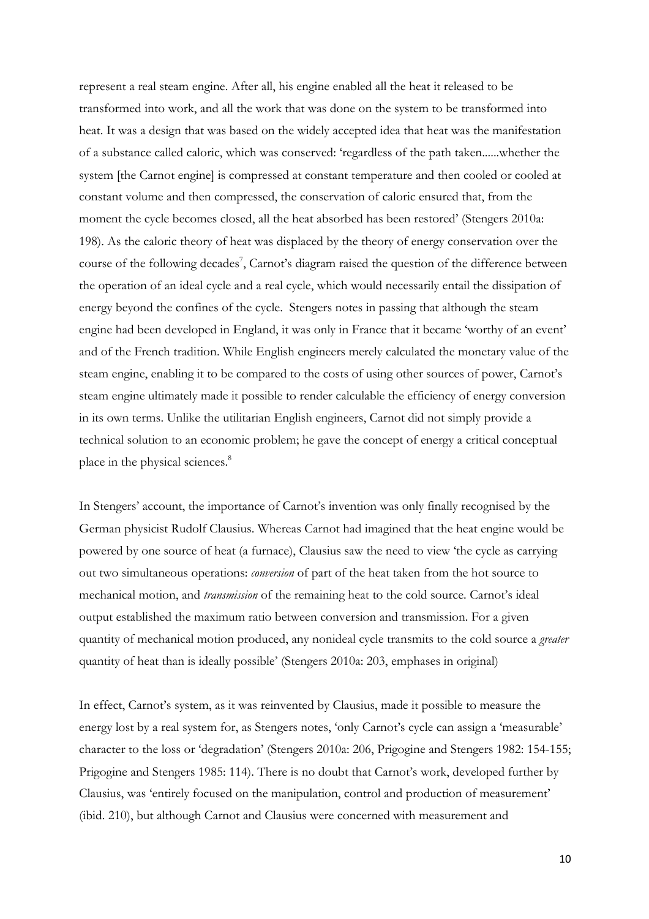represent a real steam engine. After all, his engine enabled all the heat it released to be transformed into work, and all the work that was done on the system to be transformed into heat. It was a design that was based on the widely accepted idea that heat was the manifestation of a substance called caloric, which was conserved: 'regardless of the path taken......whether the system [the Carnot engine] is compressed at constant temperature and then cooled or cooled at constant volume and then compressed, the conservation of caloric ensured that, from the moment the cycle becomes closed, all the heat absorbed has been restored' (Stengers 2010a: 198). As the caloric theory of heat was displaced by the theory of energy conservation over the course of the following decades[7], Carnot's diagram raised the question of the difference between the operation of an ideal cycle and a real cycle, which would necessarily entail the dissipation of energy beyond the confines of the cycle. Stengers notes in passing that although the steam engine had been developed in England, it was only in France that it became 'worthy of an event' and of the French tradition. While English engineers merely calculated the monetary value of the steam engine, enabling it to be compared to the costs of using other sources of power, Carnot's steam engine ultimately made it possible to render calculable the efficiency of energy conversion in its own terms. Unlike the utilitarian English engineers, Carnot did not simply provide a technical solution to an economic problem; he gave the concept of energy a critical conceptual place in the physical sciences.[8]

In Stengers' account, the importance of Carnot's invention was only finally recognised by the German physicist Rudolf Clausius. Whereas Carnot had imagined that the heat engine would be powered by one source of heat (a furnace), Clausius saw the need to view 'the cycle as carrying out two simultaneous operations: *conversion* of part of the heat taken from the hot source to mechanical motion, and *transmission* of the remaining heat to the cold source. Carnot's ideal output established the maximum ratio between conversion and transmission. For a given quantity of mechanical motion produced, any nonideal cycle transmits to the cold source a *greater* quantity of heat than is ideally possible' (Stengers 2010a: 203, emphases in original)

In effect, Carnot's system, as it was reinvented by Clausius, made it possible to measure the energy lost by a real system for, as Stengers notes, 'only Carnot's cycle can assign a 'measurable' character to the loss or 'degradation' (Stengers 2010a: 206, Prigogine and Stengers 1982: 154-155; Prigogine and Stengers 1985: 114). There is no doubt that Carnot's work, developed further by Clausius, was 'entirely focused on the manipulation, control and production of measurement' (ibid. 210), but although Carnot and Clausius were concerned with measurement and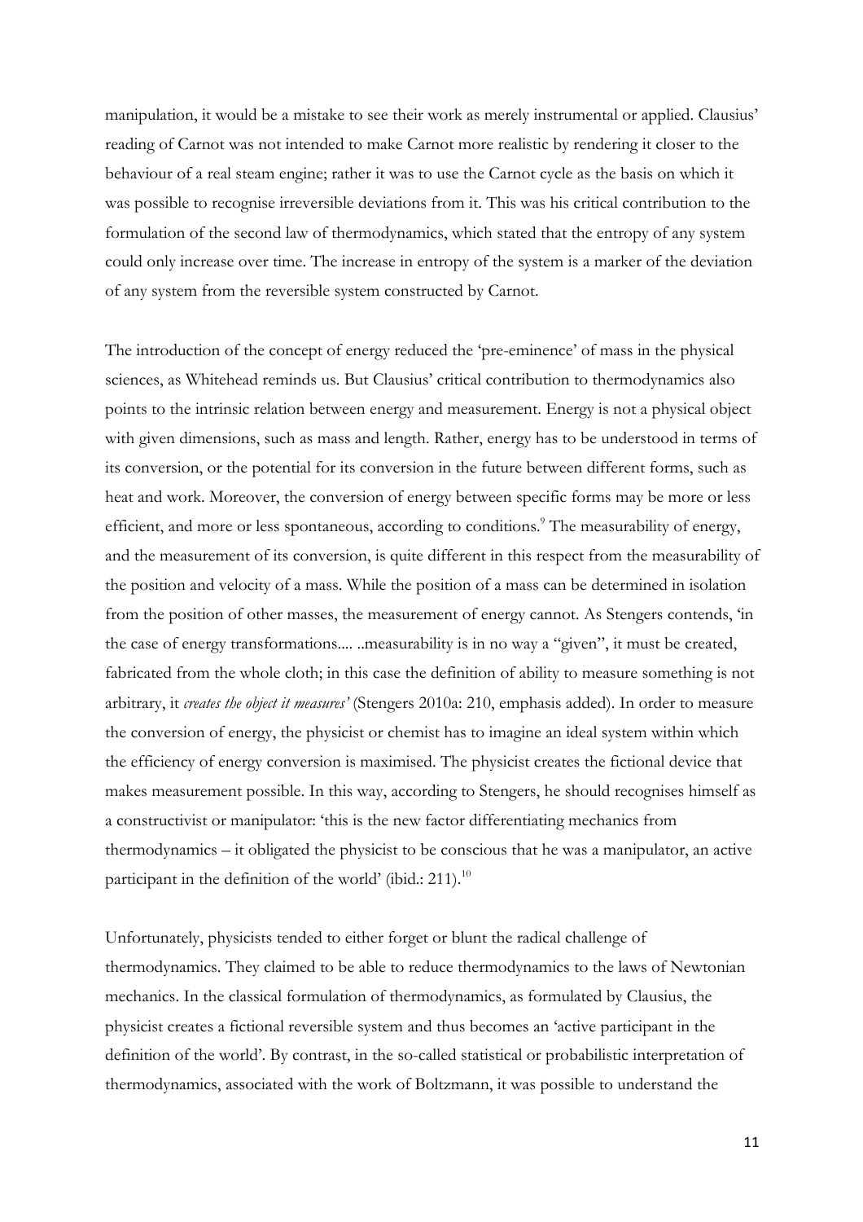manipulation, it would be a mistake to see their work as merely instrumental or applied. Clausius' reading of Carnot was not intended to make Carnot more realistic by rendering it closer to the behaviour of a real steam engine; rather it was to use the Carnot cycle as the basis on which it was possible to recognise irreversible deviations from it. This was his critical contribution to the formulation of the second law of thermodynamics, which stated that the entropy of any system could only increase over time. The increase in entropy of the system is a marker of the deviation of any system from the reversible system constructed by Carnot.

The introduction of the concept of energy reduced the 'pre-eminence' of mass in the physical sciences, as Whitehead reminds us. But Clausius' critical contribution to thermodynamics also points to the intrinsic relation between energy and measurement. Energy is not a physical object with given dimensions, such as mass and length. Rather, energy has to be understood in terms of its conversion, or the potential for its conversion in the future between different forms, such as heat and work. Moreover, the conversion of energy between specific forms may be more or less efficient, and more or less spontaneous, according to conditions.[9] The measurability of energy, and the measurement of its conversion, is quite different in this respect from the measurability of the position and velocity of a mass. While the position of a mass can be determined in isolation from the position of other masses, the measurement of energy cannot. As Stengers contends, 'in the case of energy transformations.... ..measurability is in no way a "given", it must be created, fabricated from the whole cloth; in this case the definition of ability to measure something is not arbitrary, it *creates the object it measures'* (Stengers 2010a: 210, emphasis added). In order to measure the conversion of energy, the physicist or chemist has to imagine an ideal system within which the efficiency of energy conversion is maximised. The physicist creates the fictional device that makes measurement possible. In this way, according to Stengers, he should recognises himself as a constructivist or manipulator: 'this is the new factor differentiating mechanics from thermodynamics – it obligated the physicist to be conscious that he was a manipulator, an active participant in the definition of the world' (ibid.: 211).[10]

Unfortunately, physicists tended to either forget or blunt the radical challenge of thermodynamics. They claimed to be able to reduce thermodynamics to the laws of Newtonian mechanics. In the classical formulation of thermodynamics, as formulated by Clausius, the physicist creates a fictional reversible system and thus becomes an 'active participant in the definition of the world'. By contrast, in the so-called statistical or probabilistic interpretation of thermodynamics, associated with the work of Boltzmann, it was possible to understand the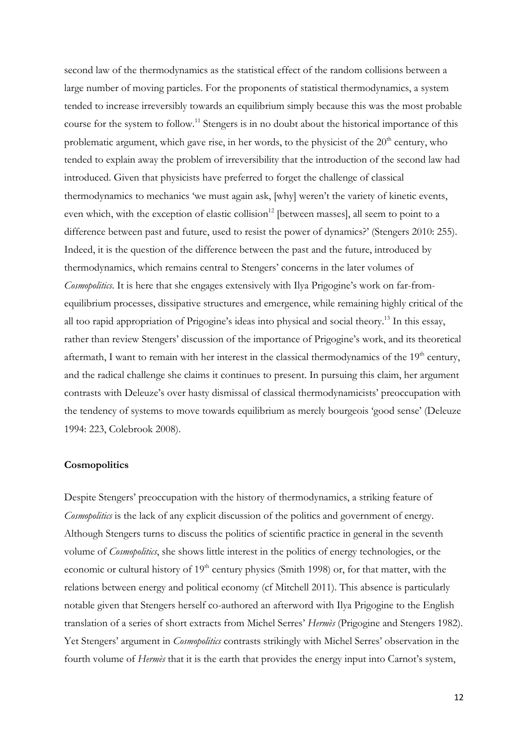second law of the thermodynamics as the statistical effect of the random collisions between a large number of moving particles. For the proponents of statistical thermodynamics, a system tended to increase irreversibly towards an equilibrium simply because this was the most probable course for the system to follow.[11] Stengers is in no doubt about the historical importance of this problematic argument, which gave rise, in her words, to the physicist of the 20th century, who tended to explain away the problem of irreversibility that the introduction of the second law had introduced. Given that physicists have preferred to forget the challenge of classical thermodynamics to mechanics 'we must again ask, [why] weren't the variety of kinetic events, even which, with the exception of elastic collision[12] [between masses], all seem to point to a difference between past and future, used to resist the power of dynamics?' (Stengers 2010: 255). Indeed, it is the question of the difference between the past and the future, introduced by thermodynamics, which remains central to Stengers' concerns in the later volumes of *Cosmopolitics*. It is here that she engages extensively with Ilya Prigogine's work on far-from-equilibrium processes, dissipative structures and emergence, while remaining highly critical of the all too rapid appropriation of Prigogine's ideas into physical and social theory.[13] In this essay, rather than review Stengers' discussion of the importance of Prigogine's work, and its theoretical aftermath, I want to remain with her interest in the classical thermodynamics of the 19th century, and the radical challenge she claims it continues to present. In pursuing this claim, her argument contrasts with Deleuze's over hasty dismissal of classical thermodynamicists' preoccupation with the tendency of systems to move towards equilibrium as merely bourgeois 'good sense' (Deleuze 1994: 223, Colebrook 2008).

## Cosmopolitics

Despite Stengers' preoccupation with the history of thermodynamics, a striking feature of *Cosmopolitics* is the lack of any explicit discussion of the politics and government of energy. Although Stengers turns to discuss the politics of scientific practice in general in the seventh volume of *Cosmopolitics*, she shows little interest in the politics of energy technologies, or the economic or cultural history of 19th century physics (Smith 1998) or, for that matter, with the relations between energy and political economy (cf Mitchell 2011). This absence is particularly notable given that Stengers herself co-authored an afterword with Ilya Prigogine to the English translation of a series of short extracts from Michel Serres' *Hermès* (Prigogine and Stengers 1982). Yet Stengers' argument in *Cosmopolitics* contrasts strikingly with Michel Serres' observation in the fourth volume of *Hermès* that it is the earth that provides the energy input into Carnot's system,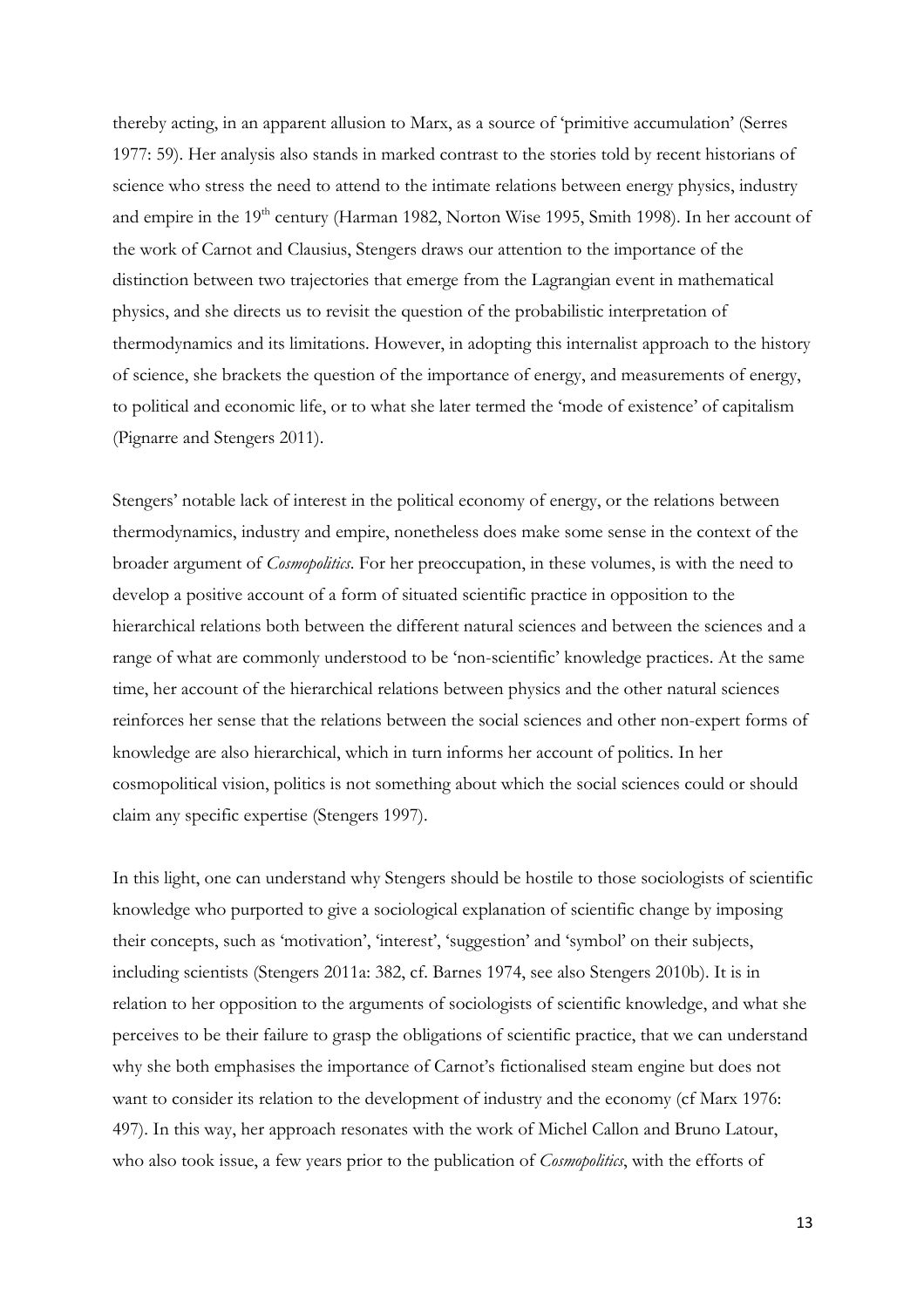thereby acting, in an apparent allusion to Marx, as a source of 'primitive accumulation' (Serres 1977: 59). Her analysis also stands in marked contrast to the stories told by recent historians of science who stress the need to attend to the intimate relations between energy physics, industry and empire in the 19th century (Harman 1982, Norton Wise 1995, Smith 1998). In her account of the work of Carnot and Clausius, Stengers draws our attention to the importance of the distinction between two trajectories that emerge from the Lagrangian event in mathematical physics, and she directs us to revisit the question of the probabilistic interpretation of thermodynamics and its limitations. However, in adopting this internalist approach to the history of science, she brackets the question of the importance of energy, and measurements of energy, to political and economic life, or to what she later termed the 'mode of existence' of capitalism (Pignarre and Stengers 2011).

Stengers' notable lack of interest in the political economy of energy, or the relations between thermodynamics, industry and empire, nonetheless does make some sense in the context of the broader argument of *Cosmopolitics*. For her preoccupation, in these volumes, is with the need to develop a positive account of a form of situated scientific practice in opposition to the hierarchical relations both between the different natural sciences and between the sciences and a range of what are commonly understood to be 'non-scientific' knowledge practices. At the same time, her account of the hierarchical relations between physics and the other natural sciences reinforces her sense that the relations between the social sciences and other non-expert forms of knowledge are also hierarchical, which in turn informs her account of politics. In her cosmopolitical vision, politics is not something about which the social sciences could or should claim any specific expertise (Stengers 1997).

In this light, one can understand why Stengers should be hostile to those sociologists of scientific knowledge who purported to give a sociological explanation of scientific change by imposing their concepts, such as 'motivation', 'interest', 'suggestion' and 'symbol' on their subjects, including scientists (Stengers 2011a: 382, cf. Barnes 1974, see also Stengers 2010b). It is in relation to her opposition to the arguments of sociologists of scientific knowledge, and what she perceives to be their failure to grasp the obligations of scientific practice, that we can understand why she both emphasises the importance of Carnot's fictionalised steam engine but does not want to consider its relation to the development of industry and the economy (cf Marx 1976: 497). In this way, her approach resonates with the work of Michel Callon and Bruno Latour, who also took issue, a few years prior to the publication of *Cosmopolitics*, with the efforts of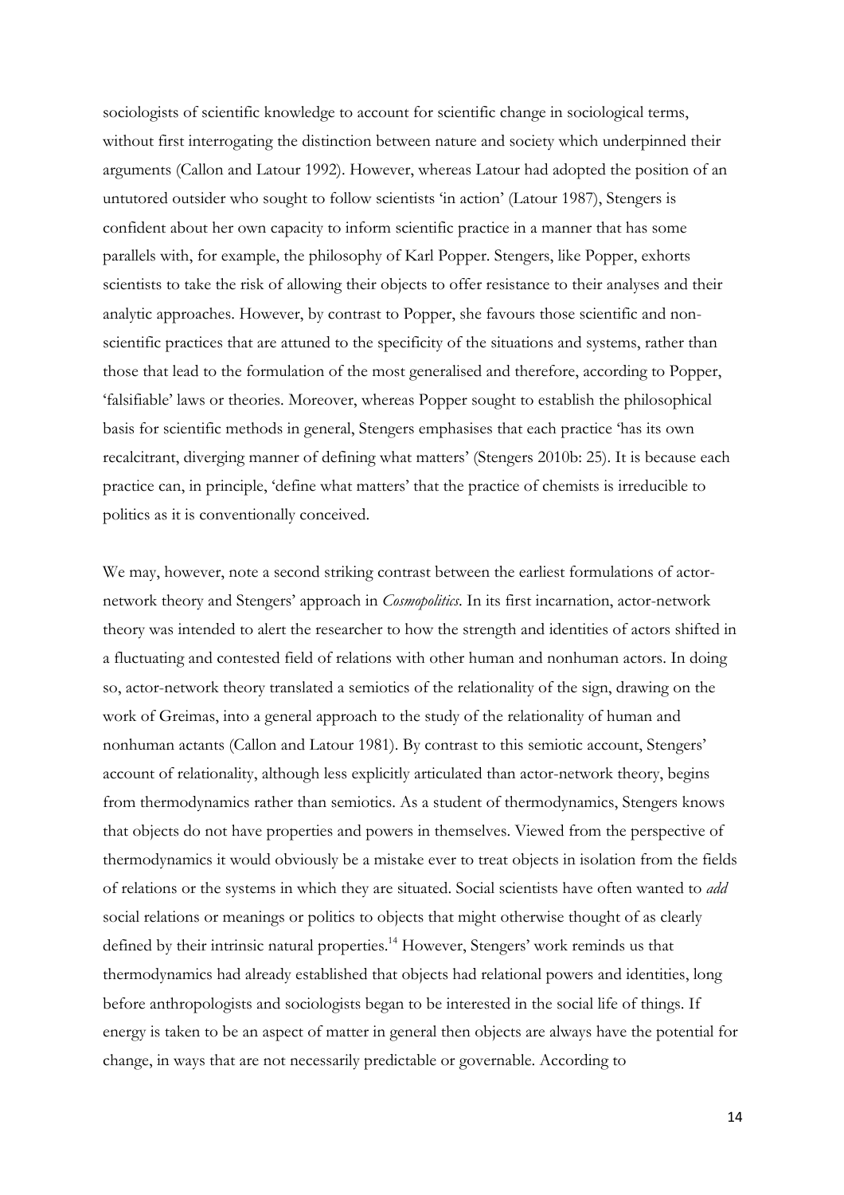sociologists of scientific knowledge to account for scientific change in sociological terms, without first interrogating the distinction between nature and society which underpinned their arguments (Callon and Latour 1992). However, whereas Latour had adopted the position of an untutored outsider who sought to follow scientists 'in action' (Latour 1987), Stengers is confident about her own capacity to inform scientific practice in a manner that has some parallels with, for example, the philosophy of Karl Popper. Stengers, like Popper, exhorts scientists to take the risk of allowing their objects to offer resistance to their analyses and their analytic approaches. However, by contrast to Popper, she favours those scientific and non-scientific practices that are attuned to the specificity of the situations and systems, rather than those that lead to the formulation of the most generalised and therefore, according to Popper, 'falsifiable' laws or theories. Moreover, whereas Popper sought to establish the philosophical basis for scientific methods in general, Stengers emphasises that each practice 'has its own recalcitrant, diverging manner of defining what matters' (Stengers 2010b: 25). It is because each practice can, in principle, 'define what matters' that the practice of chemists is irreducible to politics as it is conventionally conceived.

We may, however, note a second striking contrast between the earliest formulations of actor-network theory and Stengers' approach in *Cosmopolitics*. In its first incarnation, actor-network theory was intended to alert the researcher to how the strength and identities of actors shifted in a fluctuating and contested field of relations with other human and nonhuman actors. In doing so, actor-network theory translated a semiotics of the relationality of the sign, drawing on the work of Greimas, into a general approach to the study of the relationality of human and nonhuman actants (Callon and Latour 1981). By contrast to this semiotic account, Stengers' account of relationality, although less explicitly articulated than actor-network theory, begins from thermodynamics rather than semiotics. As a student of thermodynamics, Stengers knows that objects do not have properties and powers in themselves. Viewed from the perspective of thermodynamics it would obviously be a mistake ever to treat objects in isolation from the fields of relations or the systems in which they are situated. Social scientists have often wanted to *add* social relations or meanings or politics to objects that might otherwise thought of as clearly defined by their intrinsic natural properties.[14] However, Stengers' work reminds us that thermodynamics had already established that objects had relational powers and identities, long before anthropologists and sociologists began to be interested in the social life of things. If energy is taken to be an aspect of matter in general then objects are always have the potential for change, in ways that are not necessarily predictable or governable. According to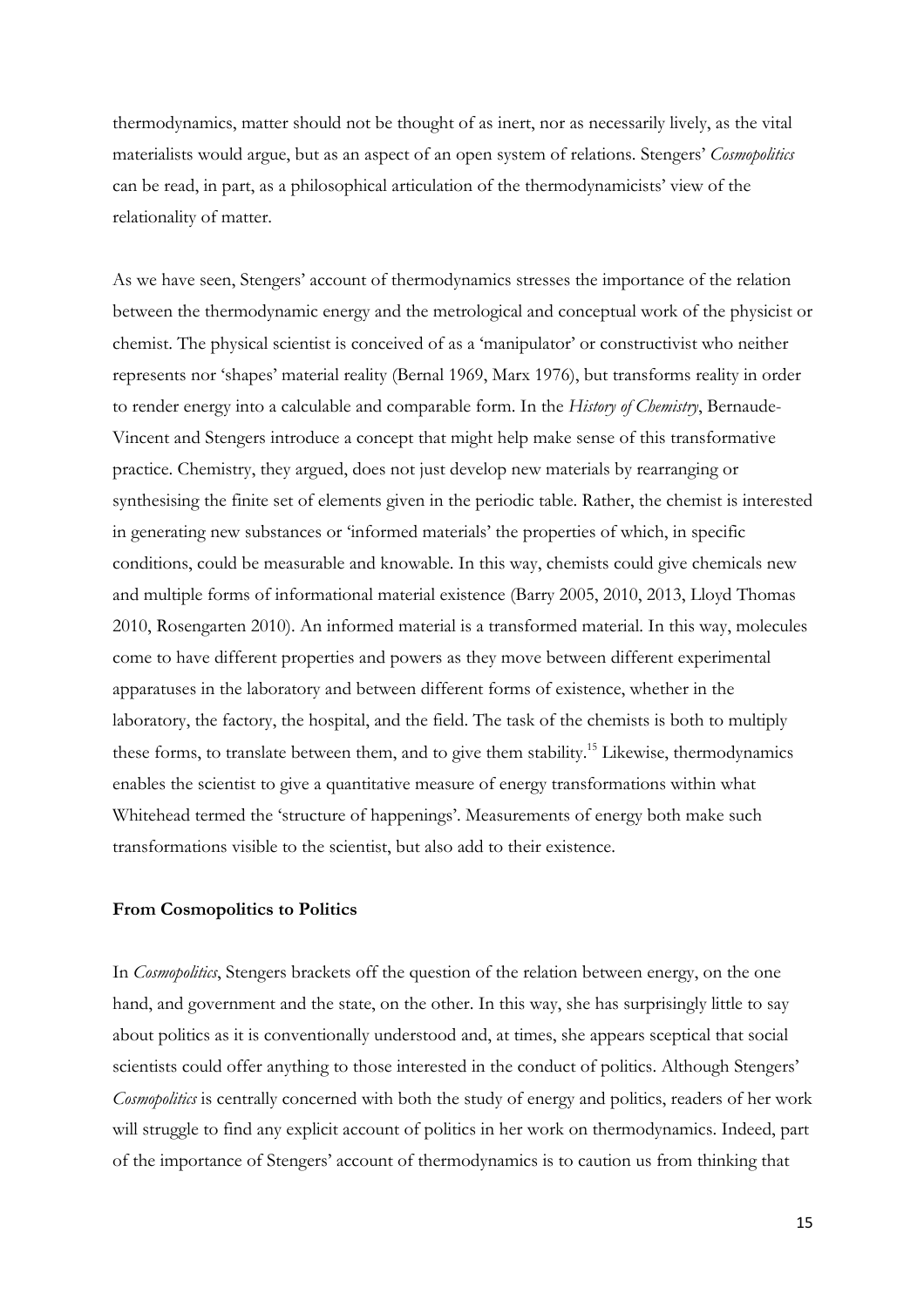thermodynamics, matter should not be thought of as inert, nor as necessarily lively, as the vital materialists would argue, but as an aspect of an open system of relations. Stengers' *Cosmopolitics* can be read, in part, as a philosophical articulation of the thermodynamicists' view of the relationality of matter.

As we have seen, Stengers' account of thermodynamics stresses the importance of the relation between the thermodynamic energy and the metrological and conceptual work of the physicist or chemist. The physical scientist is conceived of as a 'manipulator' or constructivist who neither represents nor 'shapes' material reality (Bernal 1969, Marx 1976), but transforms reality in order to render energy into a calculable and comparable form. In the *History of Chemistry*, Bernaude-Vincent and Stengers introduce a concept that might help make sense of this transformative practice. Chemistry, they argued, does not just develop new materials by rearranging or synthesising the finite set of elements given in the periodic table. Rather, the chemist is interested in generating new substances or 'informed materials' the properties of which, in specific conditions, could be measurable and knowable. In this way, chemists could give chemicals new and multiple forms of informational material existence (Barry 2005, 2010, 2013, Lloyd Thomas 2010, Rosengarten 2010). An informed material is a transformed material. In this way, molecules come to have different properties and powers as they move between different experimental apparatuses in the laboratory and between different forms of existence, whether in the laboratory, the factory, the hospital, and the field. The task of the chemists is both to multiply these forms, to translate between them, and to give them stability.[15] Likewise, thermodynamics enables the scientist to give a quantitative measure of energy transformations within what Whitehead termed the 'structure of happenings'. Measurements of energy both make such transformations visible to the scientist, but also add to their existence.

**From Cosmopolitics to Politics**

In *Cosmopolitics*, Stengers brackets off the question of the relation between energy, on the one hand, and government and the state, on the other. In this way, she has surprisingly little to say about politics as it is conventionally understood and, at times, she appears sceptical that social scientists could offer anything to those interested in the conduct of politics. Although Stengers' *Cosmopolitics* is centrally concerned with both the study of energy and politics, readers of her work will struggle to find any explicit account of politics in her work on thermodynamics. Indeed, part of the importance of Stengers' account of thermodynamics is to caution us from thinking that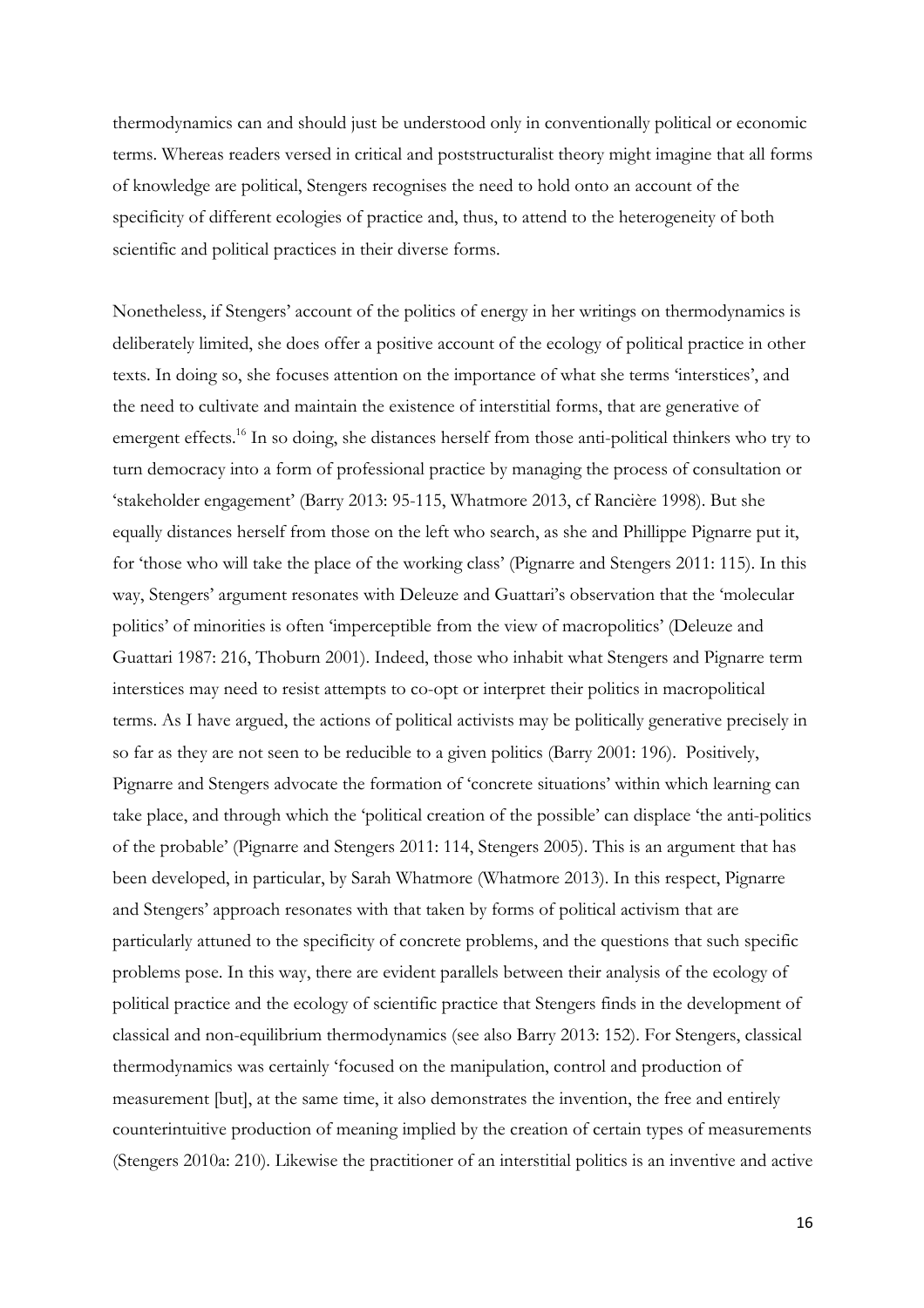thermodynamics can and should just be understood only in conventionally political or economic terms. Whereas readers versed in critical and poststructuralist theory might imagine that all forms of knowledge are political, Stengers recognises the need to hold onto an account of the specificity of different ecologies of practice and, thus, to attend to the heterogeneity of both scientific and political practices in their diverse forms.

Nonetheless, if Stengers' account of the politics of energy in her writings on thermodynamics is deliberately limited, she does offer a positive account of the ecology of political practice in other texts. In doing so, she focuses attention on the importance of what she terms 'interstices', and the need to cultivate and maintain the existence of interstitial forms, that are generative of emergent effects.[16] In so doing, she distances herself from those anti-political thinkers who try to turn democracy into a form of professional practice by managing the process of consultation or 'stakeholder engagement' (Barry 2013: 95-115, Whatmore 2013, cf Rancière 1998). But she equally distances herself from those on the left who search, as she and Phillippe Pignarre put it, for 'those who will take the place of the working class' (Pignarre and Stengers 2011: 115). In this way, Stengers' argument resonates with Deleuze and Guattari's observation that the 'molecular politics' of minorities is often 'imperceptible from the view of macropolitics' (Deleuze and Guattari 1987: 216, Thoburn 2001). Indeed, those who inhabit what Stengers and Pignarre term interstices may need to resist attempts to co-opt or interpret their politics in macropolitical terms. As I have argued, the actions of political activists may be politically generative precisely in so far as they are not seen to be reducible to a given politics (Barry 2001: 196). Positively, Pignarre and Stengers advocate the formation of 'concrete situations' within which learning can take place, and through which the 'political creation of the possible' can displace 'the anti-politics of the probable' (Pignarre and Stengers 2011: 114, Stengers 2005). This is an argument that has been developed, in particular, by Sarah Whatmore (Whatmore 2013). In this respect, Pignarre and Stengers' approach resonates with that taken by forms of political activism that are particularly attuned to the specificity of concrete problems, and the questions that such specific problems pose. In this way, there are evident parallels between their analysis of the ecology of political practice and the ecology of scientific practice that Stengers finds in the development of classical and non-equilibrium thermodynamics (see also Barry 2013: 152). For Stengers, classical thermodynamics was certainly 'focused on the manipulation, control and production of measurement [but], at the same time, it also demonstrates the invention, the free and entirely counterintuitive production of meaning implied by the creation of certain types of measurements (Stengers 2010a: 210). Likewise the practitioner of an interstitial politics is an inventive and active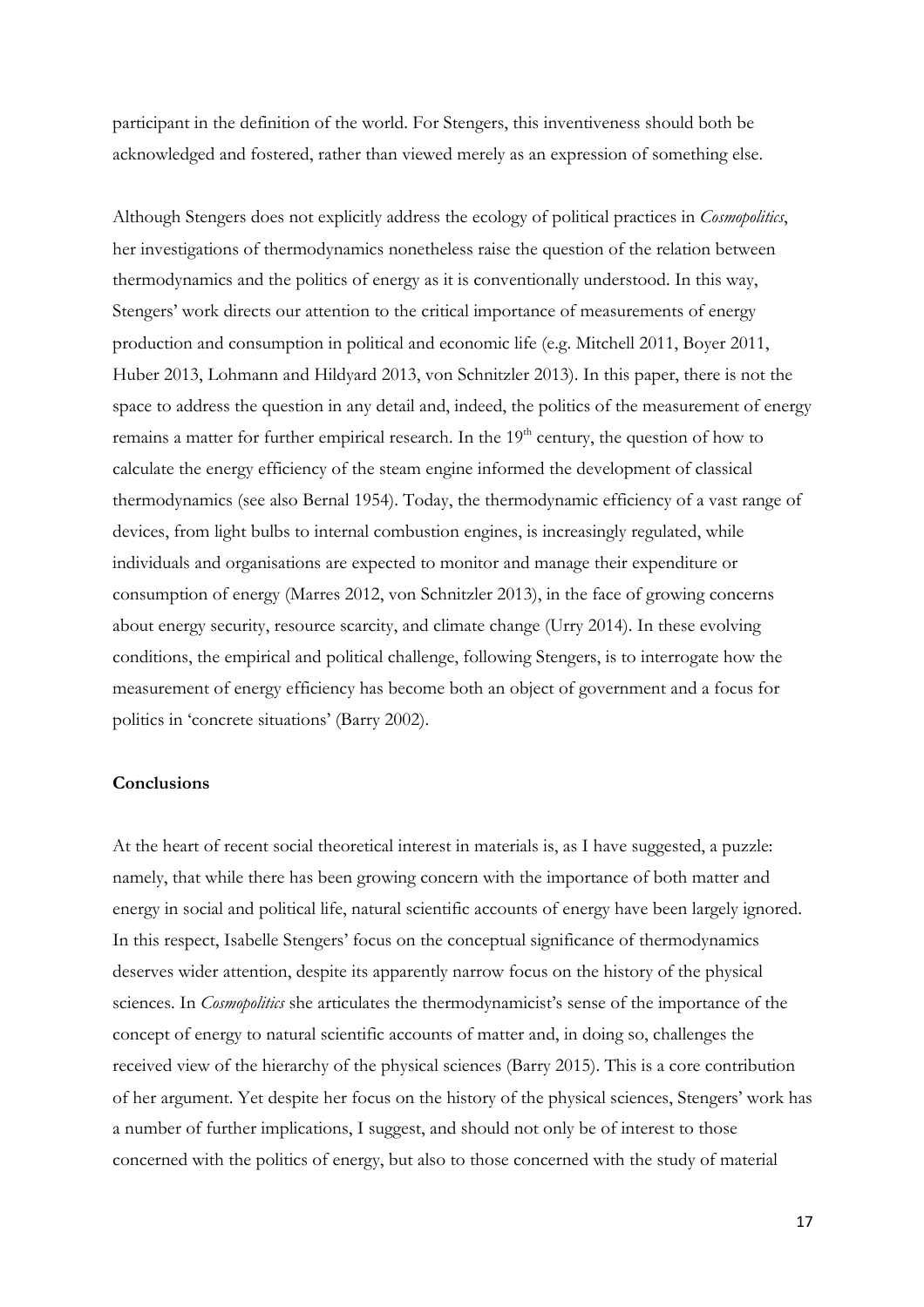participant in the definition of the world. For Stengers, this inventiveness should both be acknowledged and fostered, rather than viewed merely as an expression of something else.

Although Stengers does not explicitly address the ecology of political practices in *Cosmopolitics*, her investigations of thermodynamics nonetheless raise the question of the relation between thermodynamics and the politics of energy as it is conventionally understood. In this way, Stengers' work directs our attention to the critical importance of measurements of energy production and consumption in political and economic life (e.g. Mitchell 2011, Boyer 2011, Huber 2013, Lohmann and Hildyard 2013, von Schnitzler 2013). In this paper, there is not the space to address the question in any detail and, indeed, the politics of the measurement of energy remains a matter for further empirical research. In the 19th century, the question of how to calculate the energy efficiency of the steam engine informed the development of classical thermodynamics (see also Bernal 1954). Today, the thermodynamic efficiency of a vast range of devices, from light bulbs to internal combustion engines, is increasingly regulated, while individuals and organisations are expected to monitor and manage their expenditure or consumption of energy (Marres 2012, von Schnitzler 2013), in the face of growing concerns about energy security, resource scarcity, and climate change (Urry 2014). In these evolving conditions, the empirical and political challenge, following Stengers, is to interrogate how the measurement of energy efficiency has become both an object of government and a focus for politics in 'concrete situations' (Barry 2002).

## Conclusions

At the heart of recent social theoretical interest in materials is, as I have suggested, a puzzle: namely, that while there has been growing concern with the importance of both matter and energy in social and political life, natural scientific accounts of energy have been largely ignored. In this respect, Isabelle Stengers' focus on the conceptual significance of thermodynamics deserves wider attention, despite its apparently narrow focus on the history of the physical sciences. In *Cosmopolitics* she articulates the thermodynamicist's sense of the importance of the concept of energy to natural scientific accounts of matter and, in doing so, challenges the received view of the hierarchy of the physical sciences (Barry 2015). This is a core contribution of her argument. Yet despite her focus on the history of the physical sciences, Stengers' work has a number of further implications, I suggest, and should not only be of interest to those concerned with the politics of energy, but also to those concerned with the study of material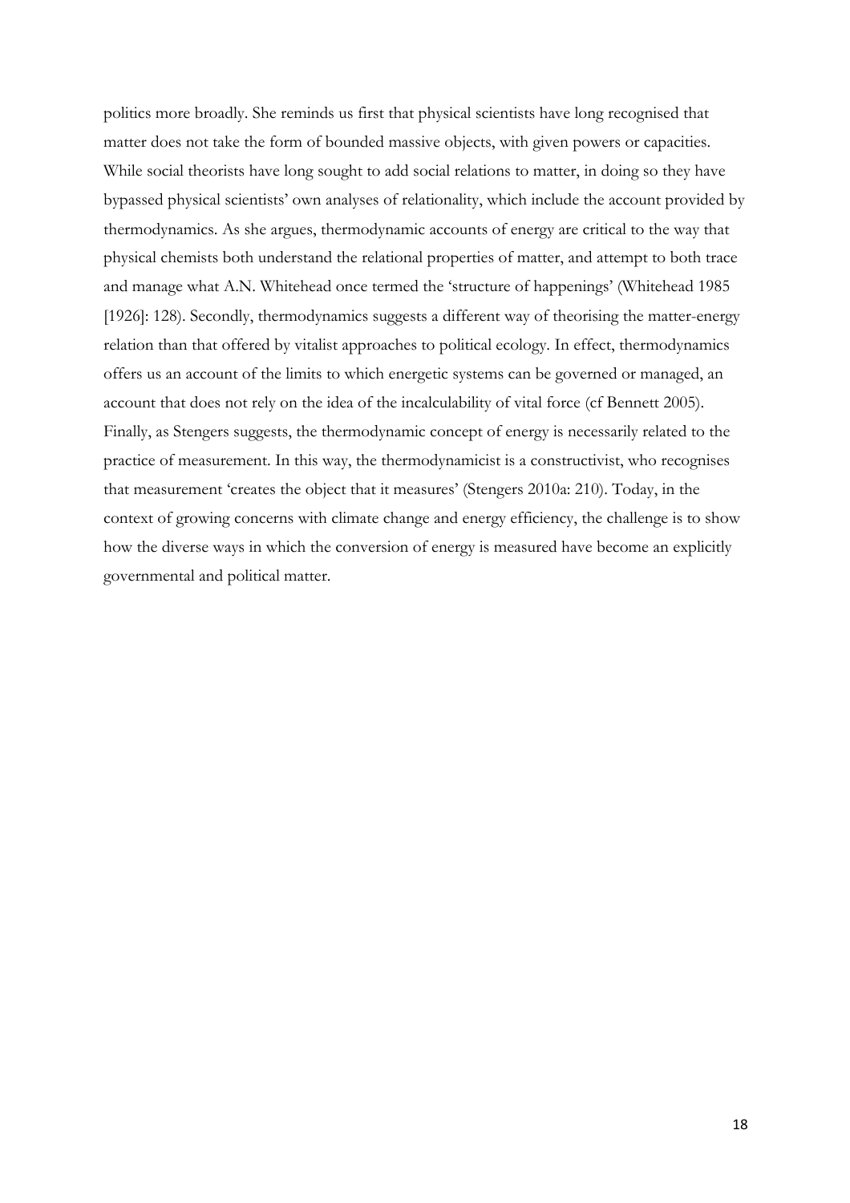politics more broadly. She reminds us first that physical scientists have long recognised that matter does not take the form of bounded massive objects, with given powers or capacities. While social theorists have long sought to add social relations to matter, in doing so they have bypassed physical scientists' own analyses of relationality, which include the account provided by thermodynamics. As she argues, thermodynamic accounts of energy are critical to the way that physical chemists both understand the relational properties of matter, and attempt to both trace and manage what A.N. Whitehead once termed the 'structure of happenings' (Whitehead 1985 [1926]: 128). Secondly, thermodynamics suggests a different way of theorising the matter-energy relation than that offered by vitalist approaches to political ecology. In effect, thermodynamics offers us an account of the limits to which energetic systems can be governed or managed, an account that does not rely on the idea of the incalculability of vital force (cf Bennett 2005). Finally, as Stengers suggests, the thermodynamic concept of energy is necessarily related to the practice of measurement. In this way, the thermodynamicist is a constructivist, who recognises that measurement 'creates the object that it measures' (Stengers 2010a: 210). Today, in the context of growing concerns with climate change and energy efficiency, the challenge is to show how the diverse ways in which the conversion of energy is measured have become an explicitly governmental and political matter.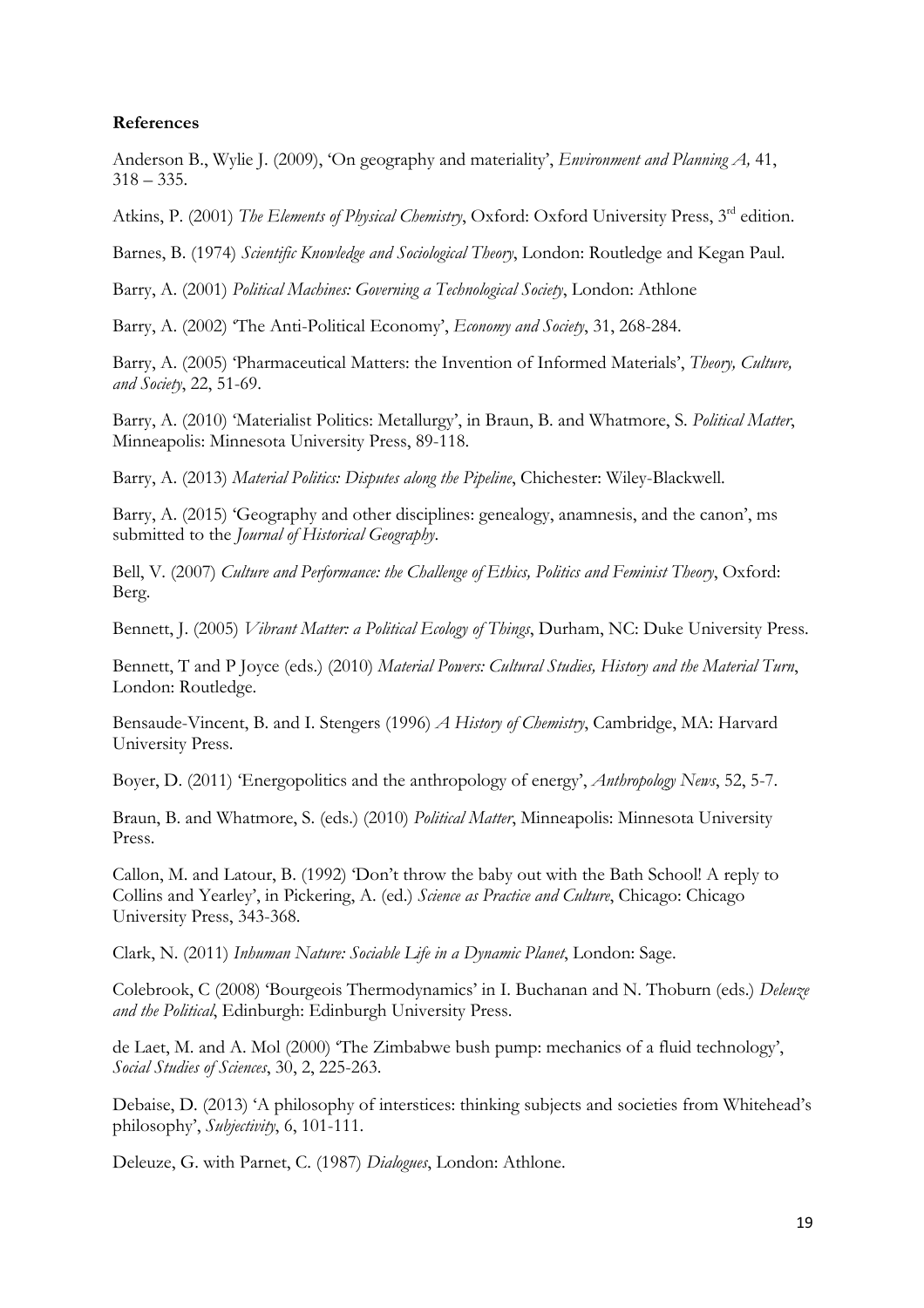**References**

Anderson B., Wylie J. (2009), 'On geography and materiality', *Environment and Planning A,* 41, 318 – 335.

Atkins, P. (2001) *The Elements of Physical Chemistry*, Oxford: Oxford University Press, 3rd edition.

Barnes, B. (1974) *Scientific Knowledge and Sociological Theory*, London: Routledge and Kegan Paul.

Barry, A. (2001) *Political Machines: Governing a Technological Society*, London: Athlone

Barry, A. (2002) 'The Anti-Political Economy', *Economy and Society*, 31, 268-284.

Barry, A. (2005) 'Pharmaceutical Matters: the Invention of Informed Materials', *Theory, Culture, and Society*, 22, 51-69.

Barry, A. (2010) 'Materialist Politics: Metallurgy', in Braun, B. and Whatmore, S. *Political Matter*, Minneapolis: Minnesota University Press, 89-118.

Barry, A. (2013) *Material Politics: Disputes along the Pipeline*, Chichester: Wiley-Blackwell.

Barry, A. (2015) 'Geography and other disciplines: genealogy, anamnesis, and the canon', ms submitted to the *Journal of Historical Geography*.

Bell, V. (2007) *Culture and Performance: the Challenge of Ethics, Politics and Feminist Theory*, Oxford: Berg.

Bennett, J. (2005) *Vibrant Matter: a Political Ecology of Things*, Durham, NC: Duke University Press.

Bennett, T and P Joyce (eds.) (2010) *Material Powers: Cultural Studies, History and the Material Turn*, London: Routledge.

Bensaude-Vincent, B. and I. Stengers (1996) *A History of Chemistry*, Cambridge, MA: Harvard University Press.

Boyer, D. (2011) 'Energopolitics and the anthropology of energy', *Anthropology News*, 52, 5-7.

Braun, B. and Whatmore, S. (eds.) (2010) *Political Matter*, Minneapolis: Minnesota University Press.

Callon, M. and Latour, B. (1992) 'Don't throw the baby out with the Bath School! A reply to Collins and Yearley', in Pickering, A. (ed.) *Science as Practice and Culture*, Chicago: Chicago University Press, 343-368.

Clark, N. (2011) *Inhuman Nature: Sociable Life in a Dynamic Planet*, London: Sage.

Colebrook, C (2008) 'Bourgeois Thermodynamics' in I. Buchanan and N. Thoburn (eds.) *Deleuze and the Political*, Edinburgh: Edinburgh University Press.

de Laet, M. and A. Mol (2000) 'The Zimbabwe bush pump: mechanics of a fluid technology', *Social Studies of Sciences*, 30, 2, 225-263.

Debaise, D. (2013) 'A philosophy of interstices: thinking subjects and societies from Whitehead's philosophy', *Subjectivity*, 6, 101-111.

Deleuze, G. with Parnet, C. (1987) *Dialogues*, London: Athlone.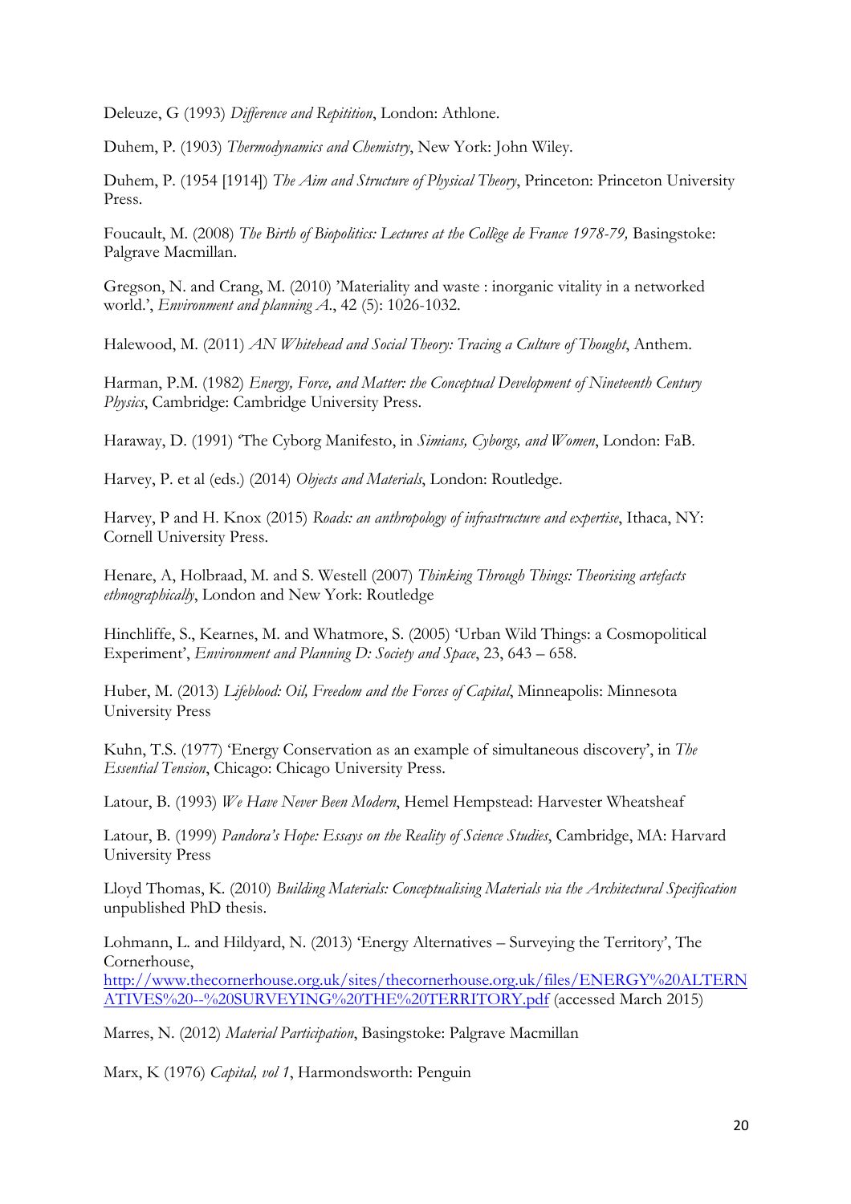Deleuze, G (1993) *Difference and Repitition*, London: Athlone.

Duhem, P. (1903) *Thermodynamics and Chemistry*, New York: John Wiley.

Duhem, P. (1954 [1914]) *The Aim and Structure of Physical Theory*, Princeton: Princeton University Press.

Foucault, M. (2008) *The Birth of Biopolitics: Lectures at the Collège de France 1978-79,* Basingstoke: Palgrave Macmillan.

Gregson, N. and Crang, M. (2010) 'Materiality and waste : inorganic vitality in a networked world.', *Environment and planning A*., 42 (5): 1026-1032.

Halewood, M. (2011) *AN Whitehead and Social Theory: Tracing a Culture of Thought*, Anthem.

Harman, P.M. (1982) *Energy, Force, and Matter: the Conceptual Development of Nineteenth Century Physics*, Cambridge: Cambridge University Press.

Haraway, D. (1991) 'The Cyborg Manifesto, in *Simians, Cyborgs, and Women*, London: FaB.

Harvey, P. et al (eds.) (2014) *Objects and Materials*, London: Routledge.

Harvey, P and H. Knox (2015) *Roads: an anthropology of infrastructure and expertise*, Ithaca, NY: Cornell University Press.

Henare, A, Holbraad, M. and S. Westell (2007) *Thinking Through Things: Theorising artefacts ethnographically*, London and New York: Routledge

Hinchliffe, S., Kearnes, M. and Whatmore, S. (2005) 'Urban Wild Things: a Cosmopolitical Experiment', *Environment and Planning D: Society and Space*, 23, 643 – 658.

Huber, M. (2013) *Lifeblood: Oil, Freedom and the Forces of Capital*, Minneapolis: Minnesota University Press

Kuhn, T.S. (1977) 'Energy Conservation as an example of simultaneous discovery', in *The Essential Tension*, Chicago: Chicago University Press.

Latour, B. (1993) *We Have Never Been Modern*, Hemel Hempstead: Harvester Wheatsheaf

Latour, B. (1999) *Pandora's Hope: Essays on the Reality of Science Studies*, Cambridge, MA: Harvard University Press

Lloyd Thomas, K. (2010) *Building Materials: Conceptualising Materials via the Architectural Specification* unpublished PhD thesis.

Lohmann, L. and Hildyard, N. (2013) 'Energy Alternatives – Surveying the Territory', The Cornerhouse, http://www.thecornerhouse.org.uk/sites/thecornerhouse.org.uk/files/ENERGY%20ALTERNATIVES%20--%20SURVEYING%20THE%20TERRITORY.pdf (accessed March 2015)

Marres, N. (2012) *Material Participation*, Basingstoke: Palgrave Macmillan

Marx, K (1976) *Capital, vol 1*, Harmondsworth: Penguin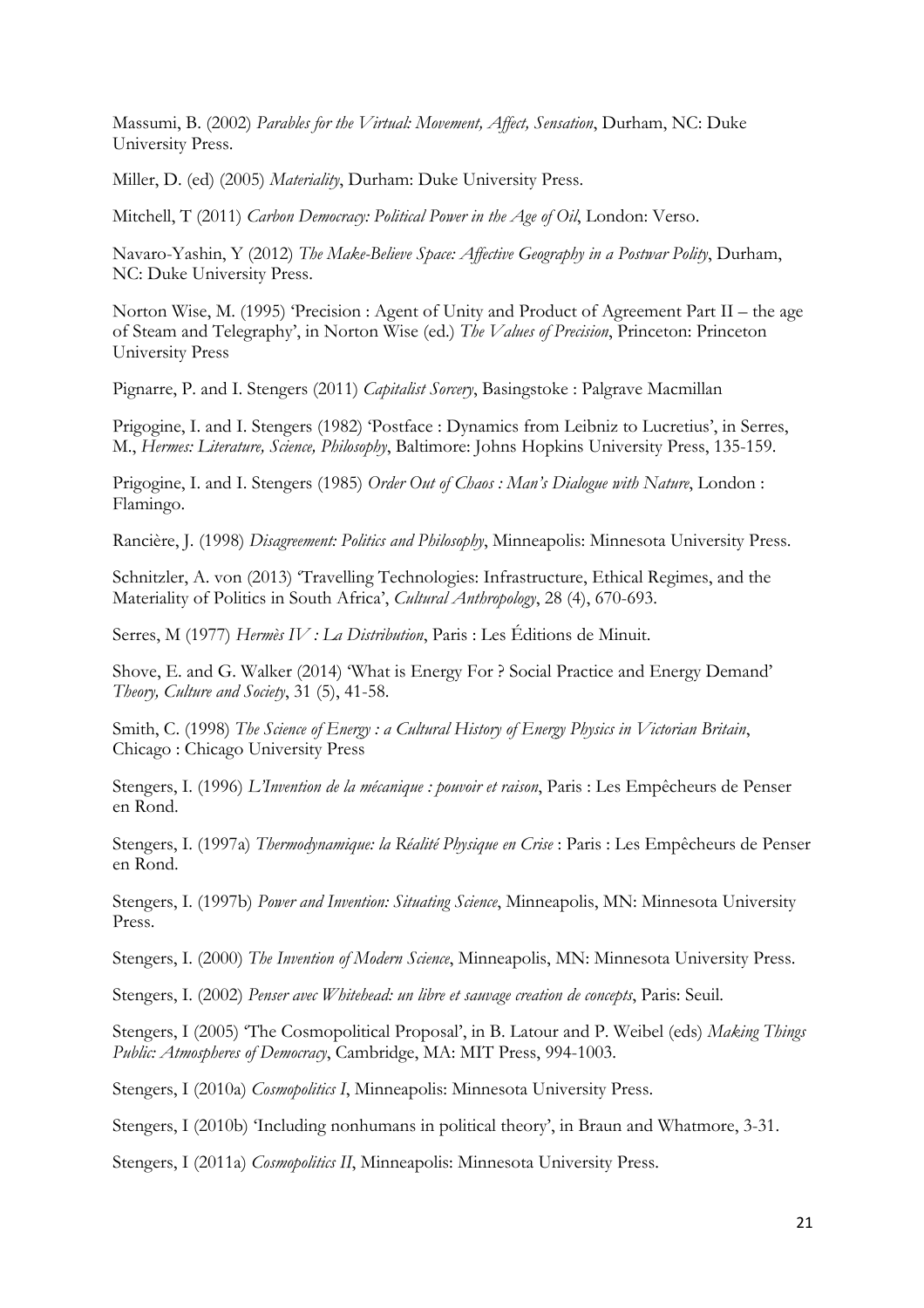Massumi, B. (2002) *Parables for the Virtual: Movement, Affect, Sensation*, Durham, NC: Duke University Press.

Miller, D. (ed) (2005) *Materiality*, Durham: Duke University Press.

Mitchell, T (2011) *Carbon Democracy: Political Power in the Age of Oil*, London: Verso.

Navaro-Yashin, Y (2012) *The Make-Believe Space: Affective Geography in a Postwar Polity*, Durham, NC: Duke University Press.

Norton Wise, M. (1995) 'Precision : Agent of Unity and Product of Agreement Part II – the age of Steam and Telegraphy', in Norton Wise (ed.) *The Values of Precision*, Princeton: Princeton University Press

Pignarre, P. and I. Stengers (2011) *Capitalist Sorcery*, Basingstoke : Palgrave Macmillan

Prigogine, I. and I. Stengers (1982) 'Postface : Dynamics from Leibniz to Lucretius', in Serres, M., *Hermes: Literature, Science, Philosophy*, Baltimore: Johns Hopkins University Press, 135-159.

Prigogine, I. and I. Stengers (1985) *Order Out of Chaos : Man's Dialogue with Nature*, London : Flamingo.

Rancière, J. (1998) *Disagreement: Politics and Philosophy*, Minneapolis: Minnesota University Press.

Schnitzler, A. von (2013) 'Travelling Technologies: Infrastructure, Ethical Regimes, and the Materiality of Politics in South Africa', *Cultural Anthropology*, 28 (4), 670-693.

Serres, M (1977) *Hermès IV : La Distribution*, Paris : Les Éditions de Minuit.

Shove, E. and G. Walker (2014) 'What is Energy For ? Social Practice and Energy Demand' *Theory, Culture and Society*, 31 (5), 41-58.

Smith, C. (1998) *The Science of Energy : a Cultural History of Energy Physics in Victorian Britain*, Chicago : Chicago University Press

Stengers, I. (1996) *L'Invention de la mécanique : pouvoir et raison*, Paris : Les Empêcheurs de Penser en Rond.

Stengers, I. (1997a) *Thermodynamique: la Réalité Physique en Crise* : Paris : Les Empêcheurs de Penser en Rond.

Stengers, I. (1997b) *Power and Invention: Situating Science*, Minneapolis, MN: Minnesota University Press.

Stengers, I. (2000) *The Invention of Modern Science*, Minneapolis, MN: Minnesota University Press.

Stengers, I. (2002) *Penser avec Whitehead: un libre et sauvage creation de concepts*, Paris: Seuil.

Stengers, I (2005) 'The Cosmopolitical Proposal', in B. Latour and P. Weibel (eds) *Making Things Public: Atmospheres of Democracy*, Cambridge, MA: MIT Press, 994-1003.

Stengers, I (2010a) *Cosmopolitics I*, Minneapolis: Minnesota University Press.

Stengers, I (2010b) 'Including nonhumans in political theory', in Braun and Whatmore, 3-31.

Stengers, I (2011a) *Cosmopolitics II*, Minneapolis: Minnesota University Press.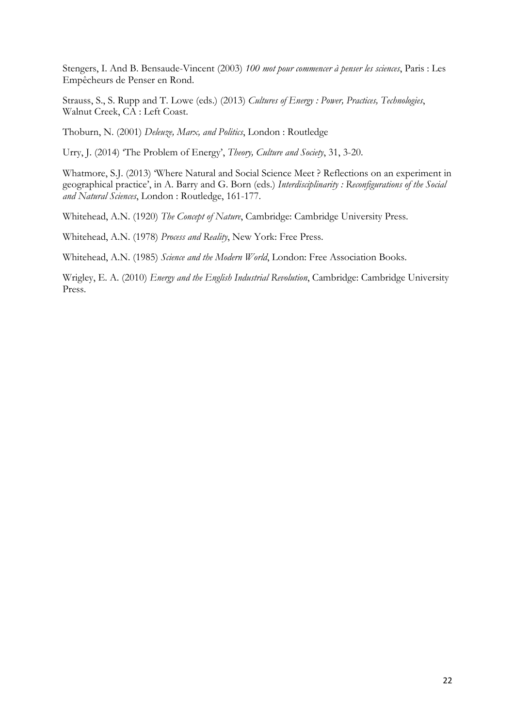Stengers, I. And B. Bensaude-Vincent (2003) *100 mot pour commencer à penser les sciences*, Paris : Les Empêcheurs de Penser en Rond.

Strauss, S., S. Rupp and T. Lowe (eds.) (2013) *Cultures of Energy : Power, Practices, Technologies*, Walnut Creek, CA : Left Coast.

Thoburn, N. (2001) *Deleuze, Marx, and Politics*, London : Routledge

Urry, J. (2014) 'The Problem of Energy', *Theory, Culture and Society*, 31, 3-20.

Whatmore, S.J. (2013) 'Where Natural and Social Science Meet ? Reflections on an experiment in geographical practice', in A. Barry and G. Born (eds.) *Interdisciplinarity : Reconfigurations of the Social and Natural Sciences*, London : Routledge, 161-177.

Whitehead, A.N. (1920) *The Concept of Nature*, Cambridge: Cambridge University Press.

Whitehead, A.N. (1978) *Process and Reality*, New York: Free Press.

Whitehead, A.N. (1985) *Science and the Modern World*, London: Free Association Books.

Wrigley, E. A. (2010) *Energy and the English Industrial Revolution*, Cambridge: Cambridge University Press.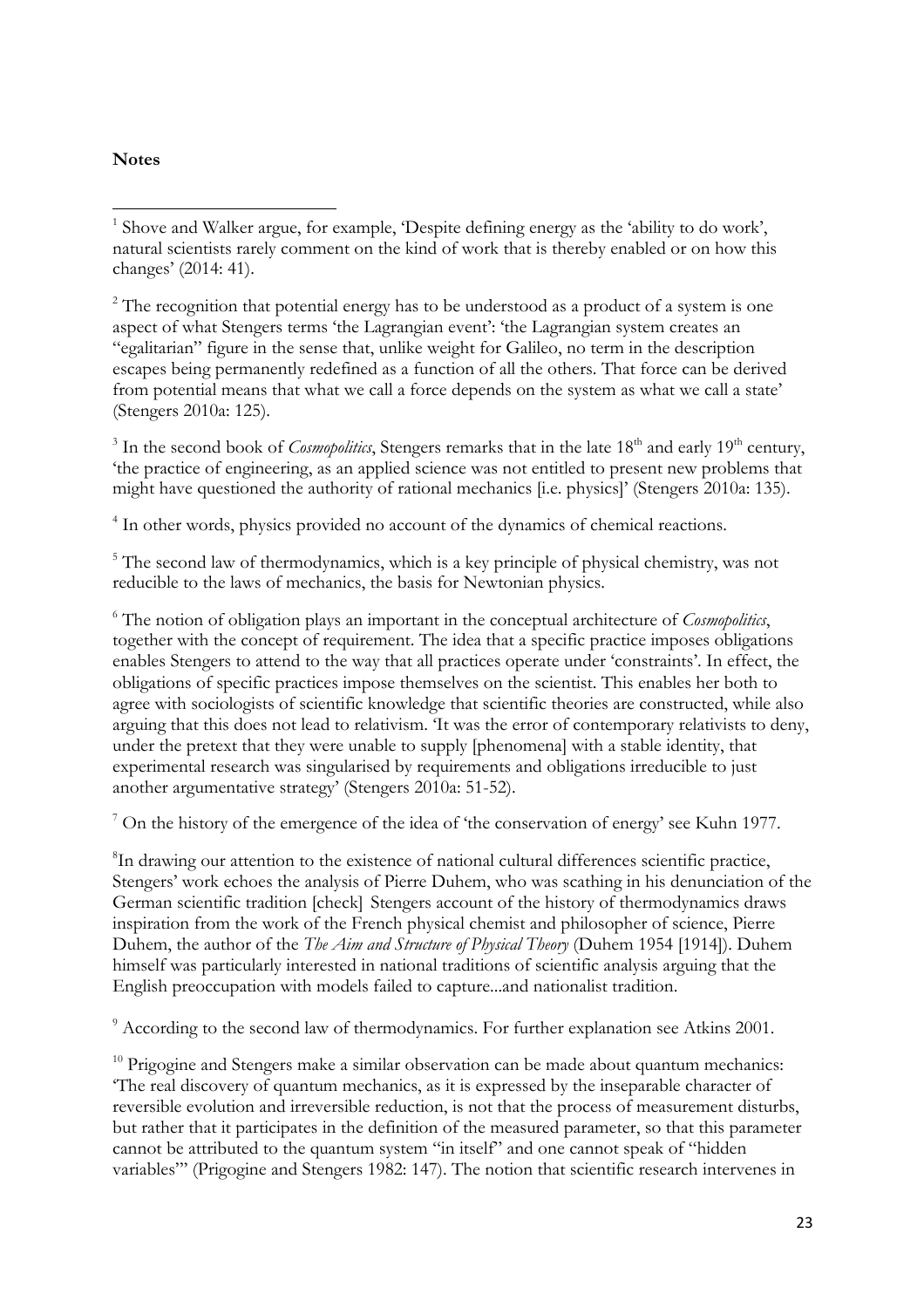**Notes**

[1] Shove and Walker argue, for example, 'Despite defining energy as the 'ability to do work', natural scientists rarely comment on the kind of work that is thereby enabled or on how this changes' (2014: 41).

[2] The recognition that potential energy has to be understood as a product of a system is one aspect of what Stengers terms 'the Lagrangian event': 'the Lagrangian system creates an "egalitarian" figure in the sense that, unlike weight for Galileo, no term in the description escapes being permanently redefined as a function of all the others. That force can be derived from potential means that what we call a force depends on the system as what we call a state' (Stengers 2010a: 125).

[3] In the second book of *Cosmopolitics*, Stengers remarks that in the late 18th and early 19th century, 'the practice of engineering, as an applied science was not entitled to present new problems that might have questioned the authority of rational mechanics [i.e. physics]' (Stengers 2010a: 135).

[4] In other words, physics provided no account of the dynamics of chemical reactions.

[5] The second law of thermodynamics, which is a key principle of physical chemistry, was not reducible to the laws of mechanics, the basis for Newtonian physics.

[6] The notion of obligation plays an important in the conceptual architecture of *Cosmopolitics*, together with the concept of requirement. The idea that a specific practice imposes obligations enables Stengers to attend to the way that all practices operate under 'constraints'. In effect, the obligations of specific practices impose themselves on the scientist. This enables her both to agree with sociologists of scientific knowledge that scientific theories are constructed, while also arguing that this does not lead to relativism. 'It was the error of contemporary relativists to deny, under the pretext that they were unable to supply [phenomena] with a stable identity, that experimental research was singularised by requirements and obligations irreducible to just another argumentative strategy' (Stengers 2010a: 51-52).

[7] On the history of the emergence of the idea of 'the conservation of energy' see Kuhn 1977.

[8] In drawing our attention to the existence of national cultural differences scientific practice, Stengers' work echoes the analysis of Pierre Duhem, who was scathing in his denunciation of the German scientific tradition [check] Stengers account of the history of thermodynamics draws inspiration from the work of the French physical chemist and philosopher of science, Pierre Duhem, the author of the *The Aim and Structure of Physical Theory* (Duhem 1954 [1914]). Duhem himself was particularly interested in national traditions of scientific analysis arguing that the English preoccupation with models failed to capture...and nationalist tradition.

[9] According to the second law of thermodynamics. For further explanation see Atkins 2001.

[10] Prigogine and Stengers make a similar observation can be made about quantum mechanics: 'The real discovery of quantum mechanics, as it is expressed by the inseparable character of reversible evolution and irreversible reduction, is not that the process of measurement disturbs, but rather that it participates in the definition of the measured parameter, so that this parameter cannot be attributed to the quantum system "in itself" and one cannot speak of "hidden variables"' (Prigogine and Stengers 1982: 147). The notion that scientific research intervenes in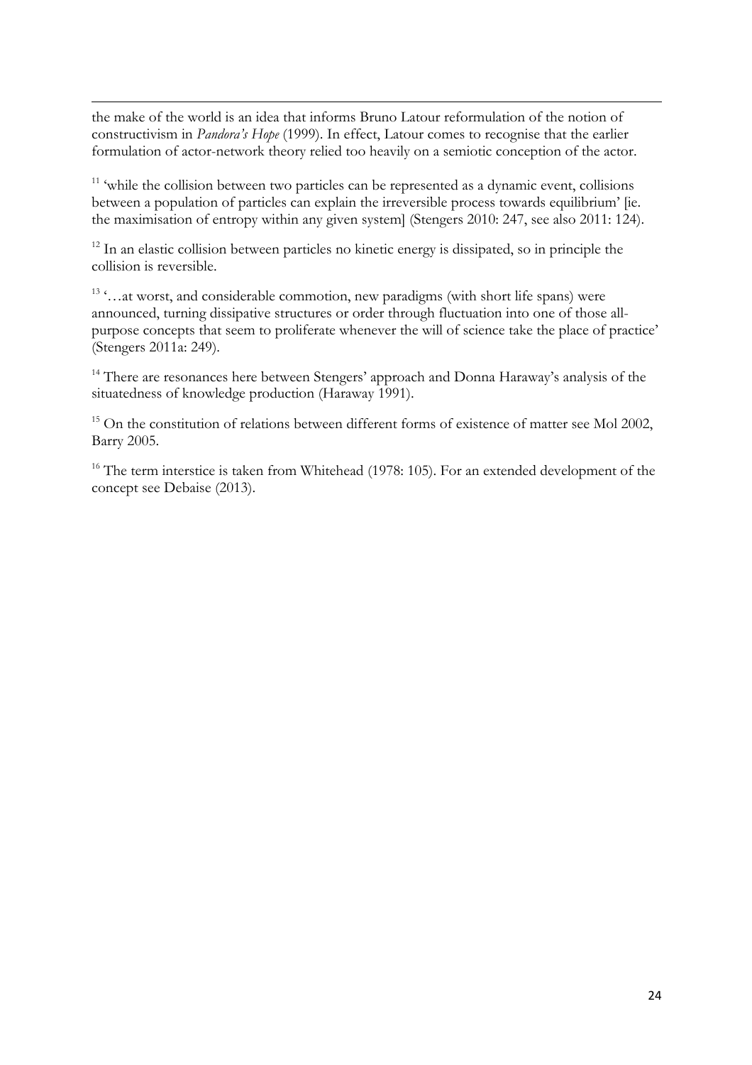the make of the world is an idea that informs Bruno Latour reformulation of the notion of constructivism in *Pandora's Hope* (1999). In effect, Latour comes to recognise that the earlier formulation of actor-network theory relied too heavily on a semiotic conception of the actor.

[11] 'while the collision between two particles can be represented as a dynamic event, collisions between a population of particles can explain the irreversible process towards equilibrium' [ie. the maximisation of entropy within any given system] (Stengers 2010: 247, see also 2011: 124).

[12] In an elastic collision between particles no kinetic energy is dissipated, so in principle the collision is reversible.

[13] '…at worst, and considerable commotion, new paradigms (with short life spans) were announced, turning dissipative structures or order through fluctuation into one of those all-purpose concepts that seem to proliferate whenever the will of science take the place of practice' (Stengers 2011a: 249).

[14] There are resonances here between Stengers' approach and Donna Haraway's analysis of the situatedness of knowledge production (Haraway 1991).

[15] On the constitution of relations between different forms of existence of matter see Mol 2002, Barry 2005.

[16] The term interstice is taken from Whitehead (1978: 105). For an extended development of the concept see Debaise (2013).